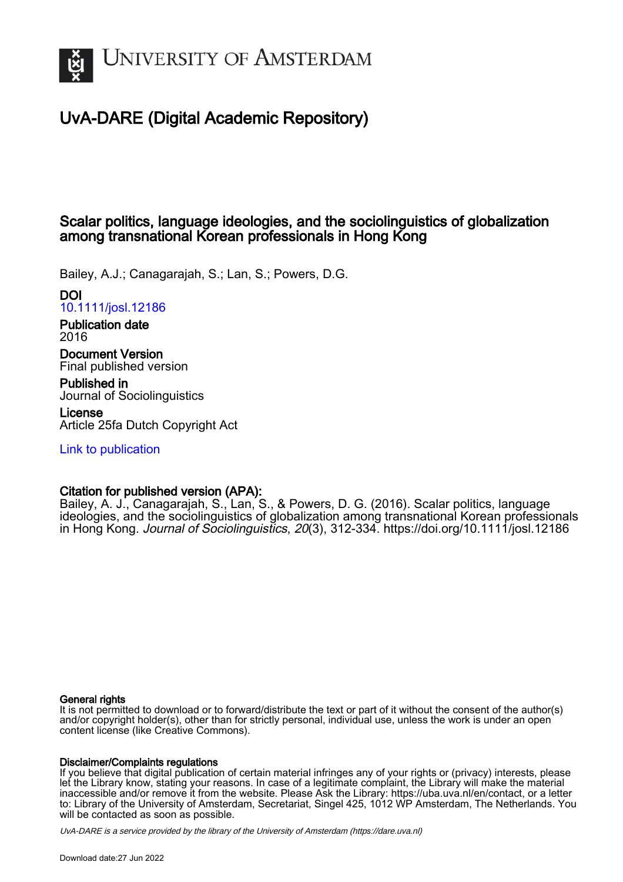# UvA-DARE (Digital Academic Repository)

## Scalar politics, language ideologies, and the sociolinguistics of globalization among transnational Korean professionals in Hong Kong

Bailey, A.J.; Canagarajah, S.; Lan, S.; Powers, D.G.

**DOI**
10.1111/josl.12186

**Publication date**
2016

**Document Version**
Final published version

**Published in**
Journal of Sociolinguistics

**License**
Article 25fa Dutch Copyright Act

Link to publication

**Citation for published version (APA):**
Bailey, A. J., Canagarajah, S., Lan, S., & Powers, D. G. (2016). Scalar politics, language ideologies, and the sociolinguistics of globalization among transnational Korean professionals in Hong Kong. *Journal of Sociolinguistics*, *20*(3), 312-334. https://doi.org/10.1111/josl.12186

**General rights**
It is not permitted to download or to forward/distribute the text or part of it without the consent of the author(s) and/or copyright holder(s), other than for strictly personal, individual use, unless the work is under an open content license (like Creative Commons).

**Disclaimer/Complaints regulations**
If you believe that digital publication of certain material infringes any of your rights or (privacy) interests, please let the Library know, stating your reasons. In case of a legitimate complaint, the Library will make the material inaccessible and/or remove it from the website. Please Ask the Library: https://uba.uva.nl/en/contact, or a letter to: Library of the University of Amsterdam, Secretariat, Singel 425, 1012 WP Amsterdam, The Netherlands. You will be contacted as soon as possible.

*UvA-DARE is a service provided by the library of the University of Amsterdam (https://dare.uva.nl)*

Download date:27 Jun 2022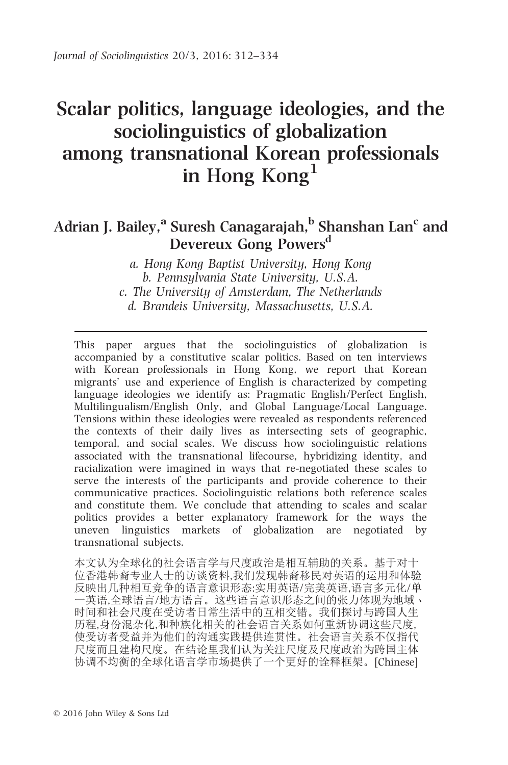# Scalar politics, language ideologies, and the sociolinguistics of globalization among transnational Korean professionals in Hong Kong[1]

## Adrian J. Bailey,[a] Suresh Canagarajah,[b] Shanshan Lan[c] and Devereux Gong Powers[d]

*a. Hong Kong Baptist University, Hong Kong*
*b. Pennsylvania State University, U.S.A.*
*c. The University of Amsterdam, The Netherlands*
*d. Brandeis University, Massachusetts, U.S.A.*

---

This paper argues that the sociolinguistics of globalization is accompanied by a constitutive scalar politics. Based on ten interviews with Korean professionals in Hong Kong, we report that Korean migrants' use and experience of English is characterized by competing language ideologies we identify as: Pragmatic English/Perfect English, Multilingualism/English Only, and Global Language/Local Language. Tensions within these ideologies were revealed as respondents referenced the contexts of their daily lives as intersecting sets of geographic, temporal, and social scales. We discuss how sociolinguistic relations associated with the transnational lifecourse, hybridizing identity, and racialization were imagined in ways that re-negotiated these scales to serve the interests of the participants and provide coherence to their communicative practices. Sociolinguistic relations both reference scales and constitute them. We conclude that attending to scales and scalar politics provides a better explanatory framework for the ways the uneven linguistics markets of globalization are negotiated by transnational subjects.

本文认为全球化的社会语言学与尺度政治是相互辅助的关系。基于对十位香港韩裔专业人士的访谈资料,我们发现韩裔移民对英语的运用和体验反映出几种相互竞争的语言意识形态:实用英语/完美英语,语言多元化/单一英语,全球语言/地方语言。这些语言意识形态之间的张力体现为地域、时间和社会尺度在受访者日常生活中的互相交错。我们探讨与跨国人生历程,身份混杂化,和种族化相关的社会语言关系如何重新协调这些尺度,使受访者受益并为他们的沟通实践提供连贯性。社会语言关系不仅指代尺度而且建构尺度。在结论里我们认为关注尺度及尺度政治为跨国主体协调不均衡的全球化语言学市场提供了一个更好的诠释框架。[Chinese]

© 2016 John Wiley & Sons Ltd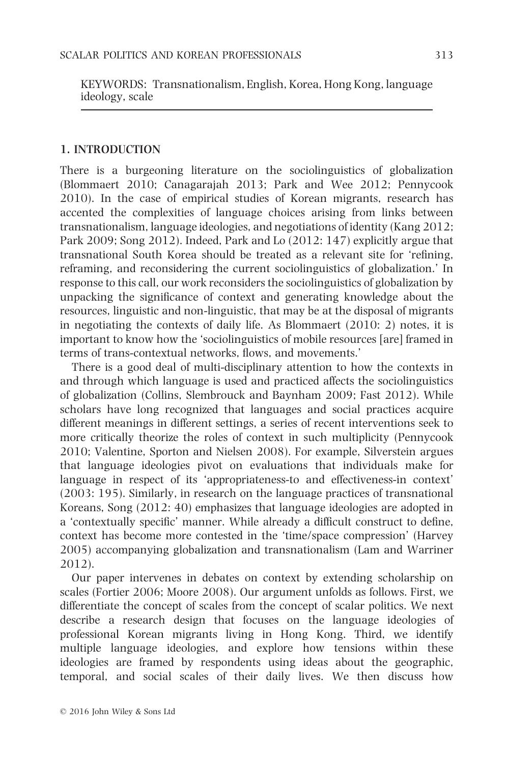KEYWORDS: Transnationalism, English, Korea, Hong Kong, language ideology, scale

## 1. INTRODUCTION

There is a burgeoning literature on the sociolinguistics of globalization (Blommaert 2010; Canagarajah 2013; Park and Wee 2012; Pennycook 2010). In the case of empirical studies of Korean migrants, research has accented the complexities of language choices arising from links between transnationalism, language ideologies, and negotiations of identity (Kang 2012; Park 2009; Song 2012). Indeed, Park and Lo (2012: 147) explicitly argue that transnational South Korea should be treated as a relevant site for 'refining, reframing, and reconsidering the current sociolinguistics of globalization.' In response to this call, our work reconsiders the sociolinguistics of globalization by unpacking the significance of context and generating knowledge about the resources, linguistic and non-linguistic, that may be at the disposal of migrants in negotiating the contexts of daily life. As Blommaert (2010: 2) notes, it is important to know how the 'sociolinguistics of mobile resources [are] framed in terms of trans-contextual networks, flows, and movements.'

There is a good deal of multi-disciplinary attention to how the contexts in and through which language is used and practiced affects the sociolinguistics of globalization (Collins, Slembrouck and Baynham 2009; Fast 2012). While scholars have long recognized that languages and social practices acquire different meanings in different settings, a series of recent interventions seek to more critically theorize the roles of context in such multiplicity (Pennycook 2010; Valentine, Sporton and Nielsen 2008). For example, Silverstein argues that language ideologies pivot on evaluations that individuals make for language in respect of its 'appropriateness-to and effectiveness-in context' (2003: 195). Similarly, in research on the language practices of transnational Koreans, Song (2012: 40) emphasizes that language ideologies are adopted in a 'contextually specific' manner. While already a difficult construct to define, context has become more contested in the 'time/space compression' (Harvey 2005) accompanying globalization and transnationalism (Lam and Warriner 2012).

Our paper intervenes in debates on context by extending scholarship on scales (Fortier 2006; Moore 2008). Our argument unfolds as follows. First, we differentiate the concept of scales from the concept of scalar politics. We next describe a research design that focuses on the language ideologies of professional Korean migrants living in Hong Kong. Third, we identify multiple language ideologies, and explore how tensions within these ideologies are framed by respondents using ideas about the geographic, temporal, and social scales of their daily lives. We then discuss how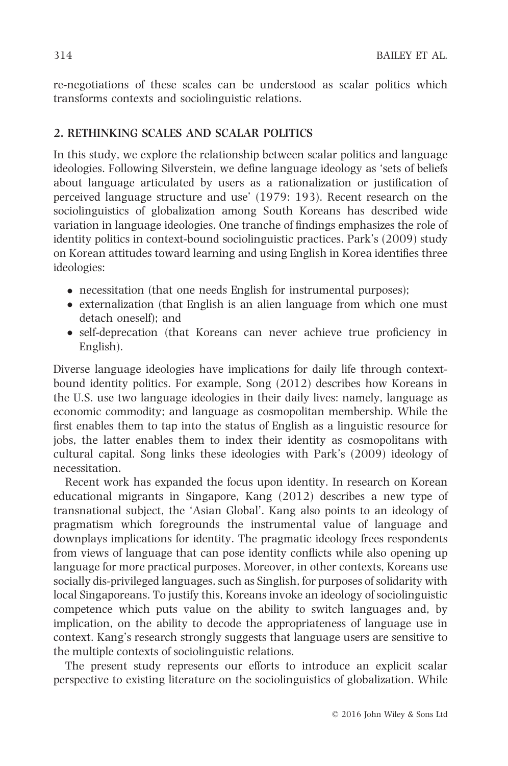re-negotiations of these scales can be understood as scalar politics which transforms contexts and sociolinguistic relations.

## 2. RETHINKING SCALES AND SCALAR POLITICS

In this study, we explore the relationship between scalar politics and language ideologies. Following Silverstein, we define language ideology as 'sets of beliefs about language articulated by users as a rationalization or justification of perceived language structure and use' (1979: 193). Recent research on the sociolinguistics of globalization among South Koreans has described wide variation in language ideologies. One tranche of findings emphasizes the role of identity politics in context-bound sociolinguistic practices. Park's (2009) study on Korean attitudes toward learning and using English in Korea identifies three ideologies:

- necessitation (that one needs English for instrumental purposes);
- externalization (that English is an alien language from which one must detach oneself); and
- self-deprecation (that Koreans can never achieve true proficiency in English).

Diverse language ideologies have implications for daily life through context-bound identity politics. For example, Song (2012) describes how Koreans in the U.S. use two language ideologies in their daily lives: namely, language as economic commodity; and language as cosmopolitan membership. While the first enables them to tap into the status of English as a linguistic resource for jobs, the latter enables them to index their identity as cosmopolitans with cultural capital. Song links these ideologies with Park's (2009) ideology of necessitation.

Recent work has expanded the focus upon identity. In research on Korean educational migrants in Singapore, Kang (2012) describes a new type of transnational subject, the 'Asian Global'. Kang also points to an ideology of pragmatism which foregrounds the instrumental value of language and downplays implications for identity. The pragmatic ideology frees respondents from views of language that can pose identity conflicts while also opening up language for more practical purposes. Moreover, in other contexts, Koreans use socially dis-privileged languages, such as Singlish, for purposes of solidarity with local Singaporeans. To justify this, Koreans invoke an ideology of sociolinguistic competence which puts value on the ability to switch languages and, by implication, on the ability to decode the appropriateness of language use in context. Kang's research strongly suggests that language users are sensitive to the multiple contexts of sociolinguistic relations.

The present study represents our efforts to introduce an explicit scalar perspective to existing literature on the sociolinguistics of globalization. While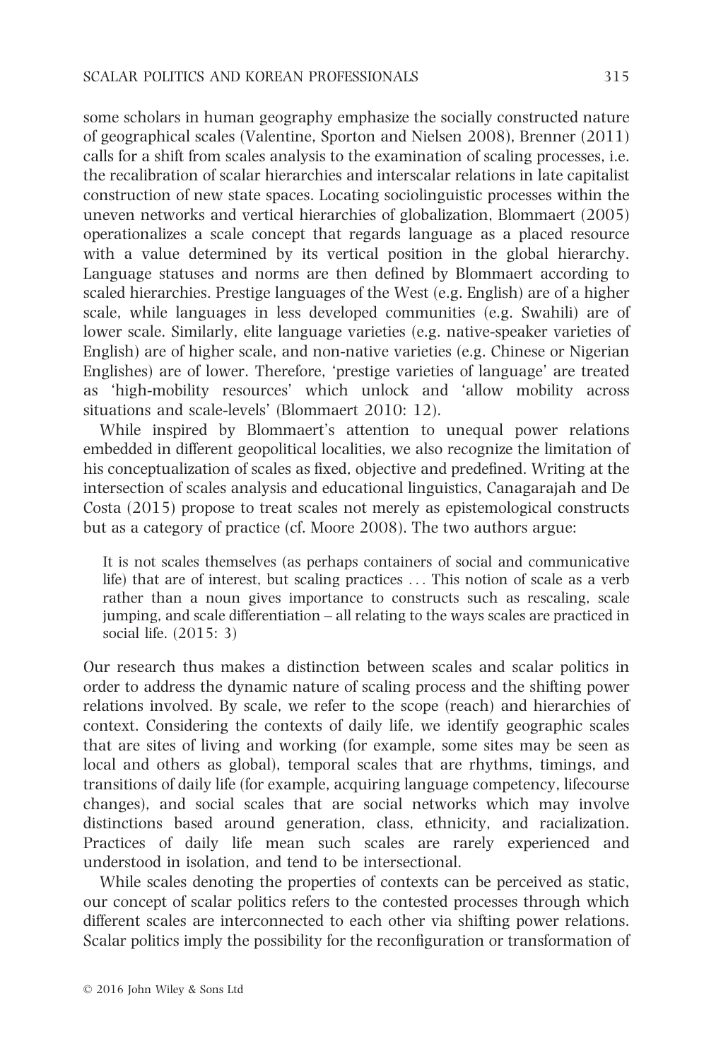some scholars in human geography emphasize the socially constructed nature of geographical scales (Valentine, Sporton and Nielsen 2008), Brenner (2011) calls for a shift from scales analysis to the examination of scaling processes, i.e. the recalibration of scalar hierarchies and interscalar relations in late capitalist construction of new state spaces. Locating sociolinguistic processes within the uneven networks and vertical hierarchies of globalization, Blommaert (2005) operationalizes a scale concept that regards language as a placed resource with a value determined by its vertical position in the global hierarchy. Language statuses and norms are then defined by Blommaert according to scaled hierarchies. Prestige languages of the West (e.g. English) are of a higher scale, while languages in less developed communities (e.g. Swahili) are of lower scale. Similarly, elite language varieties (e.g. native-speaker varieties of English) are of higher scale, and non-native varieties (e.g. Chinese or Nigerian Englishes) are of lower. Therefore, 'prestige varieties of language' are treated as 'high-mobility resources' which unlock and 'allow mobility across situations and scale-levels' (Blommaert 2010: 12).

While inspired by Blommaert's attention to unequal power relations embedded in different geopolitical localities, we also recognize the limitation of his conceptualization of scales as fixed, objective and predefined. Writing at the intersection of scales analysis and educational linguistics, Canagarajah and De Costa (2015) propose to treat scales not merely as epistemological constructs but as a category of practice (cf. Moore 2008). The two authors argue:

> It is not scales themselves (as perhaps containers of social and communicative life) that are of interest, but scaling practices ... This notion of scale as a verb rather than a noun gives importance to constructs such as rescaling, scale jumping, and scale differentiation – all relating to the ways scales are practiced in social life. (2015: 3)

Our research thus makes a distinction between scales and scalar politics in order to address the dynamic nature of scaling process and the shifting power relations involved. By scale, we refer to the scope (reach) and hierarchies of context. Considering the contexts of daily life, we identify geographic scales that are sites of living and working (for example, some sites may be seen as local and others as global), temporal scales that are rhythms, timings, and transitions of daily life (for example, acquiring language competency, lifecourse changes), and social scales that are social networks which may involve distinctions based around generation, class, ethnicity, and racialization. Practices of daily life mean such scales are rarely experienced and understood in isolation, and tend to be intersectional.

While scales denoting the properties of contexts can be perceived as static, our concept of scalar politics refers to the contested processes through which different scales are interconnected to each other via shifting power relations. Scalar politics imply the possibility for the reconfiguration or transformation of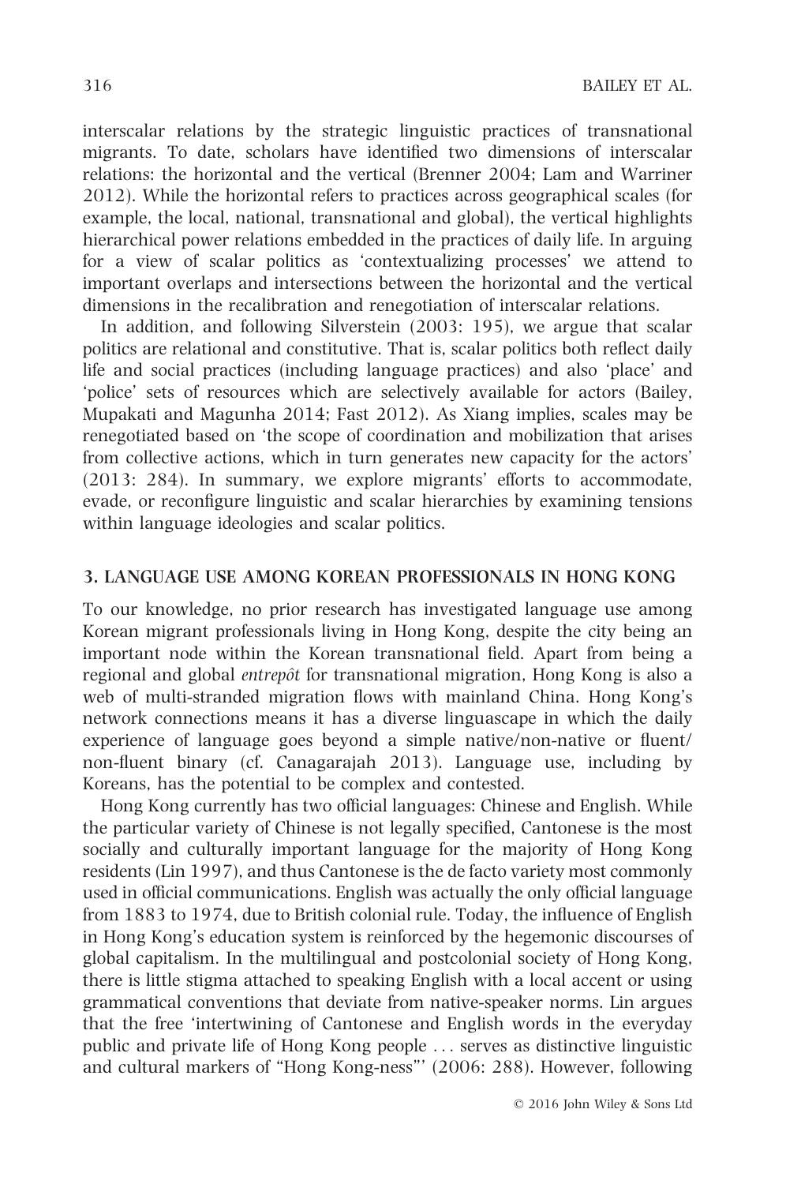interscalar relations by the strategic linguistic practices of transnational migrants. To date, scholars have identified two dimensions of interscalar relations: the horizontal and the vertical (Brenner 2004; Lam and Warriner 2012). While the horizontal refers to practices across geographical scales (for example, the local, national, transnational and global), the vertical highlights hierarchical power relations embedded in the practices of daily life. In arguing for a view of scalar politics as 'contextualizing processes' we attend to important overlaps and intersections between the horizontal and the vertical dimensions in the recalibration and renegotiation of interscalar relations.

In addition, and following Silverstein (2003: 195), we argue that scalar politics are relational and constitutive. That is, scalar politics both reflect daily life and social practices (including language practices) and also 'place' and 'police' sets of resources which are selectively available for actors (Bailey, Mupakati and Magunha 2014; Fast 2012). As Xiang implies, scales may be renegotiated based on 'the scope of coordination and mobilization that arises from collective actions, which in turn generates new capacity for the actors' (2013: 284). In summary, we explore migrants' efforts to accommodate, evade, or reconfigure linguistic and scalar hierarchies by examining tensions within language ideologies and scalar politics.

## 3. LANGUAGE USE AMONG KOREAN PROFESSIONALS IN HONG KONG

To our knowledge, no prior research has investigated language use among Korean migrant professionals living in Hong Kong, despite the city being an important node within the Korean transnational field. Apart from being a regional and global *entrepôt* for transnational migration, Hong Kong is also a web of multi-stranded migration flows with mainland China. Hong Kong's network connections means it has a diverse linguascape in which the daily experience of language goes beyond a simple native/non-native or fluent/non-fluent binary (cf. Canagarajah 2013). Language use, including by Koreans, has the potential to be complex and contested.

Hong Kong currently has two official languages: Chinese and English. While the particular variety of Chinese is not legally specified, Cantonese is the most socially and culturally important language for the majority of Hong Kong residents (Lin 1997), and thus Cantonese is the de facto variety most commonly used in official communications. English was actually the only official language from 1883 to 1974, due to British colonial rule. Today, the influence of English in Hong Kong's education system is reinforced by the hegemonic discourses of global capitalism. In the multilingual and postcolonial society of Hong Kong, there is little stigma attached to speaking English with a local accent or using grammatical conventions that deviate from native-speaker norms. Lin argues that the free 'intertwining of Cantonese and English words in the everyday public and private life of Hong Kong people . . . serves as distinctive linguistic and cultural markers of "Hong Kong-ness"' (2006: 288). However, following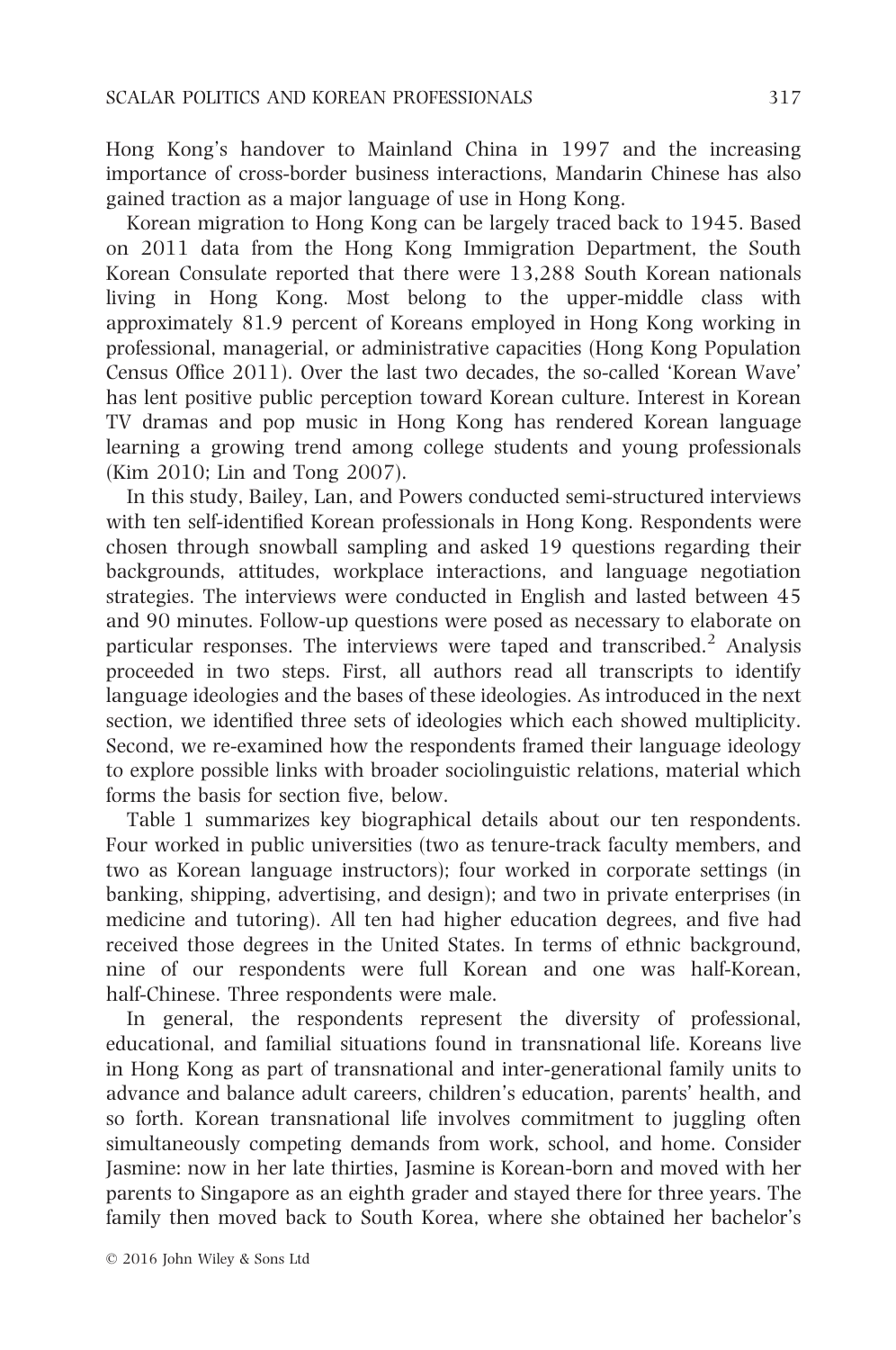Hong Kong's handover to Mainland China in 1997 and the increasing importance of cross-border business interactions, Mandarin Chinese has also gained traction as a major language of use in Hong Kong.

Korean migration to Hong Kong can be largely traced back to 1945. Based on 2011 data from the Hong Kong Immigration Department, the South Korean Consulate reported that there were 13,288 South Korean nationals living in Hong Kong. Most belong to the upper-middle class with approximately 81.9 percent of Koreans employed in Hong Kong working in professional, managerial, or administrative capacities (Hong Kong Population Census Office 2011). Over the last two decades, the so-called 'Korean Wave' has lent positive public perception toward Korean culture. Interest in Korean TV dramas and pop music in Hong Kong has rendered Korean language learning a growing trend among college students and young professionals (Kim 2010; Lin and Tong 2007).

In this study, Bailey, Lan, and Powers conducted semi-structured interviews with ten self-identified Korean professionals in Hong Kong. Respondents were chosen through snowball sampling and asked 19 questions regarding their backgrounds, attitudes, workplace interactions, and language negotiation strategies. The interviews were conducted in English and lasted between 45 and 90 minutes. Follow-up questions were posed as necessary to elaborate on particular responses. The interviews were taped and transcribed.[2] Analysis proceeded in two steps. First, all authors read all transcripts to identify language ideologies and the bases of these ideologies. As introduced in the next section, we identified three sets of ideologies which each showed multiplicity. Second, we re-examined how the respondents framed their language ideology to explore possible links with broader sociolinguistic relations, material which forms the basis for section five, below.

Table 1 summarizes key biographical details about our ten respondents. Four worked in public universities (two as tenure-track faculty members, and two as Korean language instructors); four worked in corporate settings (in banking, shipping, advertising, and design); and two in private enterprises (in medicine and tutoring). All ten had higher education degrees, and five had received those degrees in the United States. In terms of ethnic background, nine of our respondents were full Korean and one was half-Korean, half-Chinese. Three respondents were male.

In general, the respondents represent the diversity of professional, educational, and familial situations found in transnational life. Koreans live in Hong Kong as part of transnational and inter-generational family units to advance and balance adult careers, children's education, parents' health, and so forth. Korean transnational life involves commitment to juggling often simultaneously competing demands from work, school, and home. Consider Jasmine: now in her late thirties, Jasmine is Korean-born and moved with her parents to Singapore as an eighth grader and stayed there for three years. The family then moved back to South Korea, where she obtained her bachelor's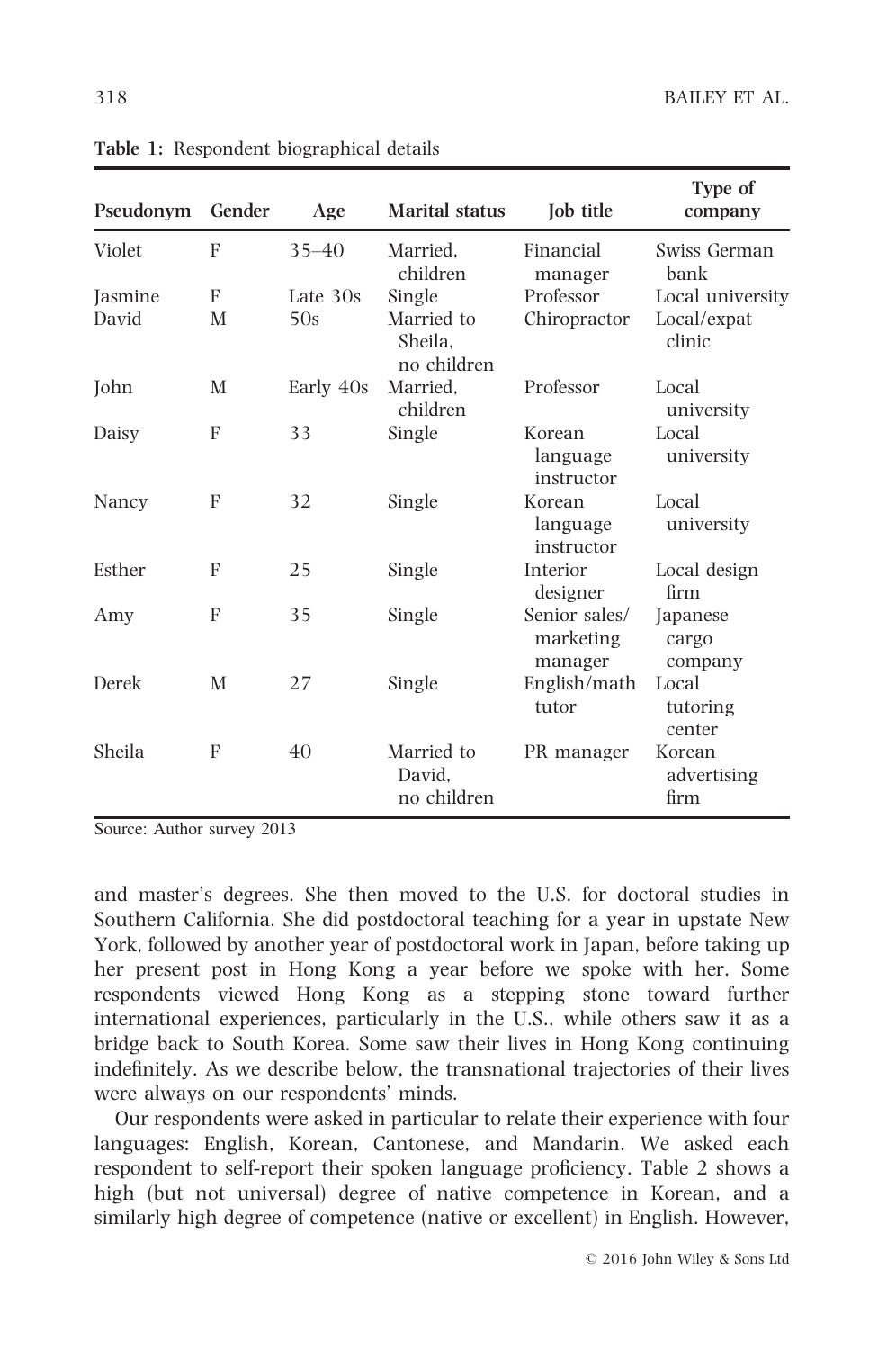**Table 1:** Respondent biographical details

| Pseudonym | Gender | Age | Marital status | Job title | Type of company |
|---|---|---|---|---|---|
| Violet | F | 35–40 | Married, children | Financial manager | Swiss German bank |
| Jasmine | F | Late 30s | Single | Professor | Local university |
| David | M | 50s | Married to Sheila, no children | Chiropractor | Local/expat clinic |
| John | M | Early 40s | Married, children | Professor | Local university |
| Daisy | F | 33 | Single | Korean language instructor | Local university |
| Nancy | F | 32 | Single | Korean language instructor | Local university |
| Esther | F | 25 | Single | Interior designer | Local design firm |
| Amy | F | 35 | Single | Senior sales/ marketing manager | Japanese cargo company |
| Derek | M | 27 | Single | English/math tutor | Local tutoring center |
| Sheila | F | 40 | Married to David, no children | PR manager | Korean advertising firm |

Source: Author survey 2013

and master's degrees. She then moved to the U.S. for doctoral studies in Southern California. She did postdoctoral teaching for a year in upstate New York, followed by another year of postdoctoral work in Japan, before taking up her present post in Hong Kong a year before we spoke with her. Some respondents viewed Hong Kong as a stepping stone toward further international experiences, particularly in the U.S., while others saw it as a bridge back to South Korea. Some saw their lives in Hong Kong continuing indefinitely. As we describe below, the transnational trajectories of their lives were always on our respondents' minds.

Our respondents were asked in particular to relate their experience with four languages: English, Korean, Cantonese, and Mandarin. We asked each respondent to self-report their spoken language proficiency. Table 2 shows a high (but not universal) degree of native competence in Korean, and a similarly high degree of competence (native or excellent) in English. However,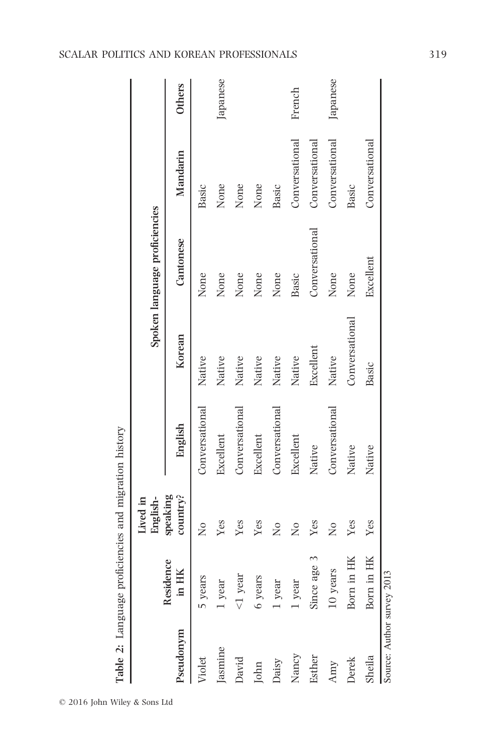**Table 2:** Language proficiencies and migration history

| Pseudonym | Residence in HK | Lived in English-speaking country? | Spoken language proficiencies | | | | |
|---|---|---|---|---|---|---|---|
| | | | English | Korean | Cantonese | Mandarin | Others |
| Violet | 5 years | No | Conversational | Native | None | Basic | |
| Jasmine | 1 year | Yes | Excellent | Native | None | None | Japanese |
| David | <1 year | Yes | Conversational | Native | None | None | |
| John | 6 years | Yes | Excellent | Native | None | None | |
| Daisy | 1 year | No | Conversational | Native | None | Basic | |
| Nancy | 1 year | No | Excellent | Native | Basic | Conversational | French |
| Esther | Since age 3 | Yes | Native | Excellent | Conversational | Conversational | |
| Amy | 10 years | No | Conversational | Native | None | Conversational | Japanese |
| Derek | Born in HK | Yes | Native | Conversational | None | Basic | |
| Sheila | Born in HK | Yes | Native | Basic | Excellent | Conversational | |

Source: Author survey 2013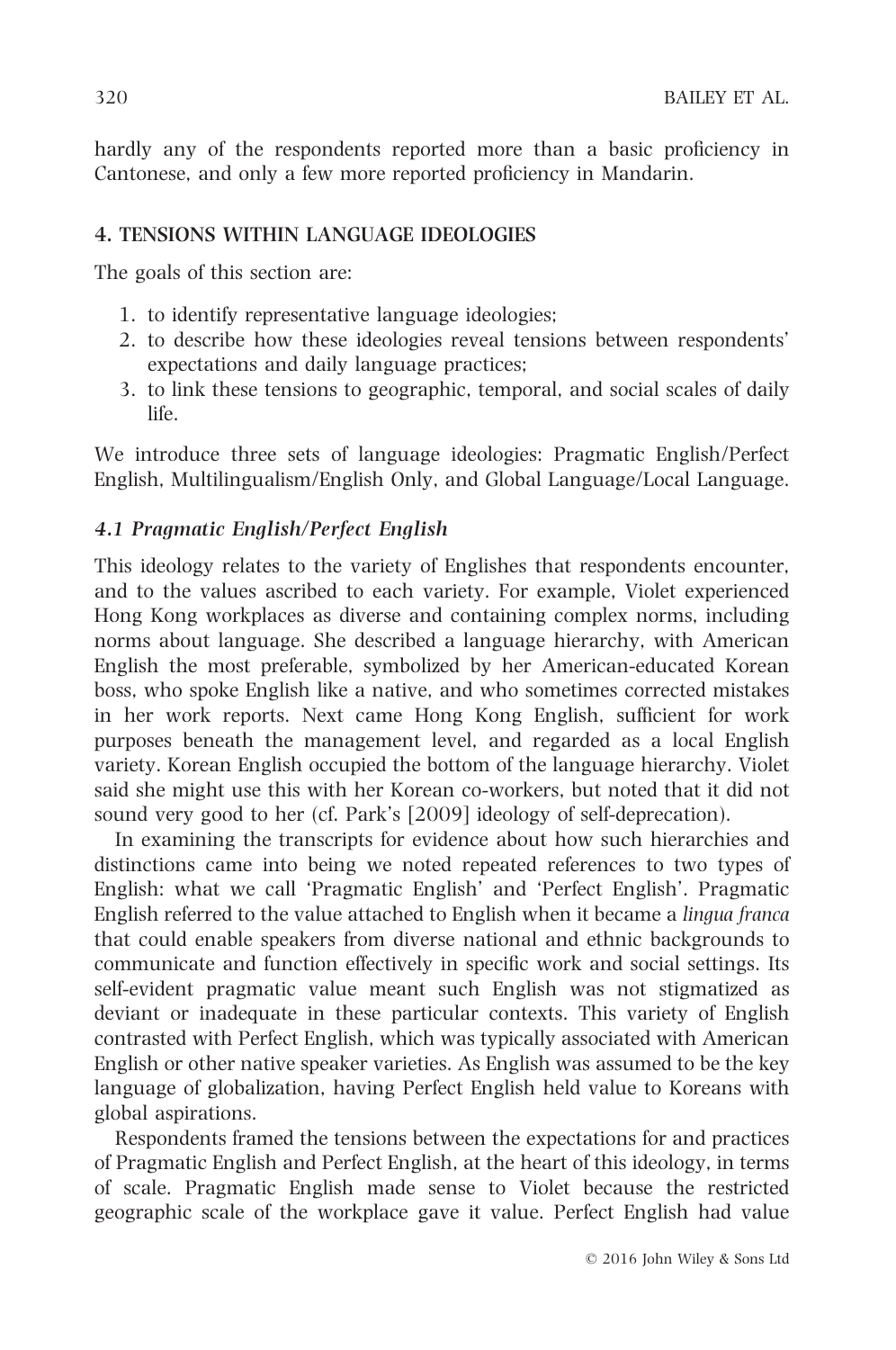hardly any of the respondents reported more than a basic proficiency in Cantonese, and only a few more reported proficiency in Mandarin.

## 4. TENSIONS WITHIN LANGUAGE IDEOLOGIES

The goals of this section are:

1. to identify representative language ideologies;
2. to describe how these ideologies reveal tensions between respondents' expectations and daily language practices;
3. to link these tensions to geographic, temporal, and social scales of daily life.

We introduce three sets of language ideologies: Pragmatic English/Perfect English, Multilingualism/English Only, and Global Language/Local Language.

### *4.1 Pragmatic English/Perfect English*

This ideology relates to the variety of Englishes that respondents encounter, and to the values ascribed to each variety. For example, Violet experienced Hong Kong workplaces as diverse and containing complex norms, including norms about language. She described a language hierarchy, with American English the most preferable, symbolized by her American-educated Korean boss, who spoke English like a native, and who sometimes corrected mistakes in her work reports. Next came Hong Kong English, sufficient for work purposes beneath the management level, and regarded as a local English variety. Korean English occupied the bottom of the language hierarchy. Violet said she might use this with her Korean co-workers, but noted that it did not sound very good to her (cf. Park's [2009] ideology of self-deprecation).

In examining the transcripts for evidence about how such hierarchies and distinctions came into being we noted repeated references to two types of English: what we call 'Pragmatic English' and 'Perfect English'. Pragmatic English referred to the value attached to English when it became a *lingua franca* that could enable speakers from diverse national and ethnic backgrounds to communicate and function effectively in specific work and social settings. Its self-evident pragmatic value meant such English was not stigmatized as deviant or inadequate in these particular contexts. This variety of English contrasted with Perfect English, which was typically associated with American English or other native speaker varieties. As English was assumed to be the key language of globalization, having Perfect English held value to Koreans with global aspirations.

Respondents framed the tensions between the expectations for and practices of Pragmatic English and Perfect English, at the heart of this ideology, in terms of scale. Pragmatic English made sense to Violet because the restricted geographic scale of the workplace gave it value. Perfect English had value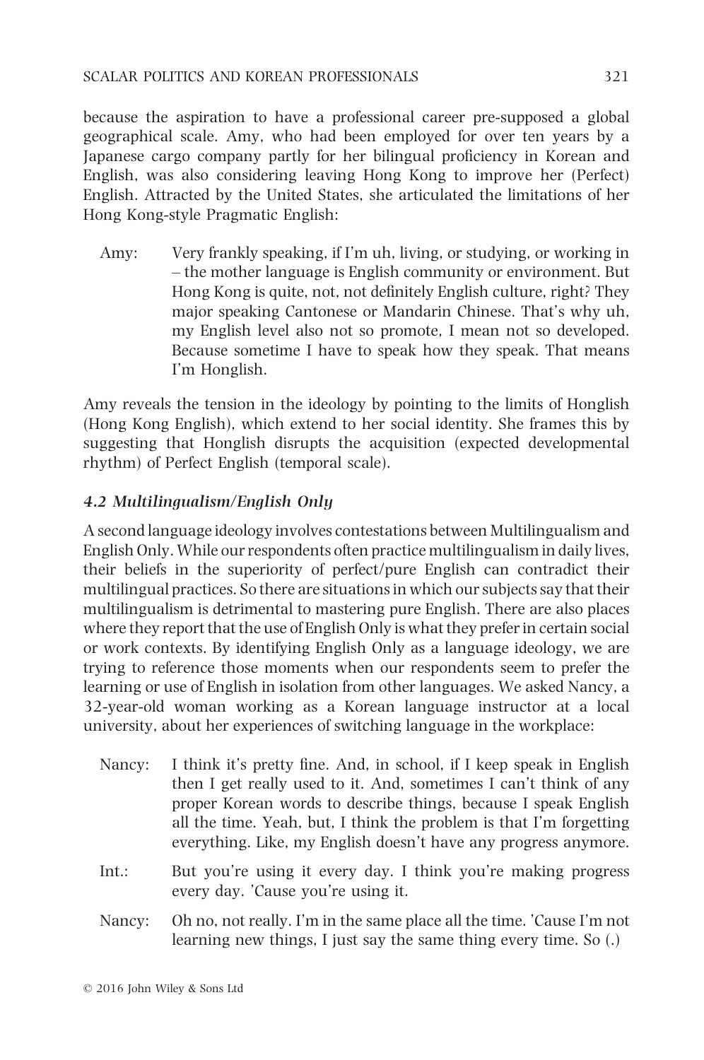because the aspiration to have a professional career pre-supposed a global geographical scale. Amy, who had been employed for over ten years by a Japanese cargo company partly for her bilingual proficiency in Korean and English, was also considering leaving Hong Kong to improve her (Perfect) English. Attracted by the United States, she articulated the limitations of her Hong Kong-style Pragmatic English:

> Amy: Very frankly speaking, if I'm uh, living, or studying, or working in – the mother language is English community or environment. But Hong Kong is quite, not, not definitely English culture, right? They major speaking Cantonese or Mandarin Chinese. That's why uh, my English level also not so promote, I mean not so developed. Because sometime I have to speak how they speak. That means I'm Honglish.

Amy reveals the tension in the ideology by pointing to the limits of Honglish (Hong Kong English), which extend to her social identity. She frames this by suggesting that Honglish disrupts the acquisition (expected developmental rhythm) of Perfect English (temporal scale).

### *4.2 Multilingualism/English Only*

A second language ideology involves contestations between Multilingualism and English Only. While our respondents often practice multilingualism in daily lives, their beliefs in the superiority of perfect/pure English can contradict their multilingual practices. So there are situations in which our subjects say that their multilingualism is detrimental to mastering pure English. There are also places where they report that the use of English Only is what they prefer in certain social or work contexts. By identifying English Only as a language ideology, we are trying to reference those moments when our respondents seem to prefer the learning or use of English in isolation from other languages. We asked Nancy, a 32-year-old woman working as a Korean language instructor at a local university, about her experiences of switching language in the workplace:

> Nancy: I think it's pretty fine. And, in school, if I keep speak in English then I get really used to it. And, sometimes I can't think of any proper Korean words to describe things, because I speak English all the time. Yeah, but, I think the problem is that I'm forgetting everything. Like, my English doesn't have any progress anymore.
>
> Int.: But you're using it every day. I think you're making progress every day. 'Cause you're using it.
>
> Nancy: Oh no, not really. I'm in the same place all the time. 'Cause I'm not learning new things, I just say the same thing every time. So (.)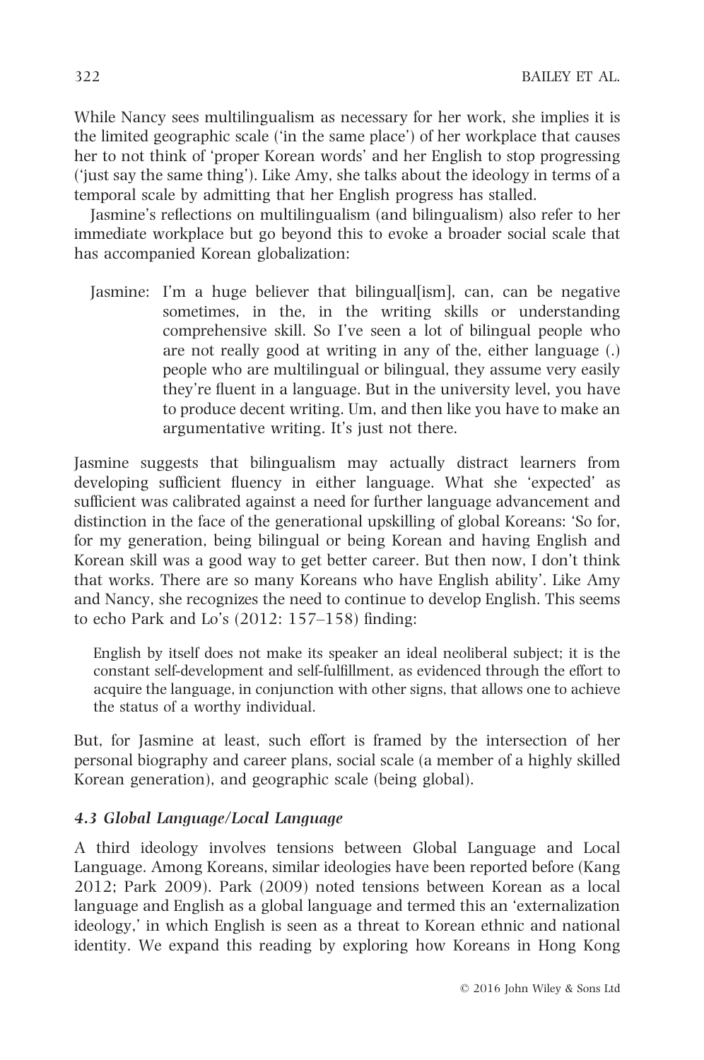While Nancy sees multilingualism as necessary for her work, she implies it is the limited geographic scale ('in the same place') of her workplace that causes her to not think of 'proper Korean words' and her English to stop progressing ('just say the same thing'). Like Amy, she talks about the ideology in terms of a temporal scale by admitting that her English progress has stalled.

Jasmine's reflections on multilingualism (and bilingualism) also refer to her immediate workplace but go beyond this to evoke a broader social scale that has accompanied Korean globalization:

> Jasmine: I'm a huge believer that bilingual[ism], can, can be negative sometimes, in the, in the writing skills or understanding comprehensive skill. So I've seen a lot of bilingual people who are not really good at writing in any of the, either language (.) people who are multilingual or bilingual, they assume very easily they're fluent in a language. But in the university level, you have to produce decent writing. Um, and then like you have to make an argumentative writing. It's just not there.

Jasmine suggests that bilingualism may actually distract learners from developing sufficient fluency in either language. What she 'expected' as sufficient was calibrated against a need for further language advancement and distinction in the face of the generational upskilling of global Koreans: 'So for, for my generation, being bilingual or being Korean and having English and Korean skill was a good way to get better career. But then now, I don't think that works. There are so many Koreans who have English ability'. Like Amy and Nancy, she recognizes the need to continue to develop English. This seems to echo Park and Lo's (2012: 157–158) finding:

> English by itself does not make its speaker an ideal neoliberal subject; it is the constant self-development and self-fulfillment, as evidenced through the effort to acquire the language, in conjunction with other signs, that allows one to achieve the status of a worthy individual.

But, for Jasmine at least, such effort is framed by the intersection of her personal biography and career plans, social scale (a member of a highly skilled Korean generation), and geographic scale (being global).

### *4.3 Global Language/Local Language*

A third ideology involves tensions between Global Language and Local Language. Among Koreans, similar ideologies have been reported before (Kang 2012; Park 2009). Park (2009) noted tensions between Korean as a local language and English as a global language and termed this an 'externalization ideology,' in which English is seen as a threat to Korean ethnic and national identity. We expand this reading by exploring how Koreans in Hong Kong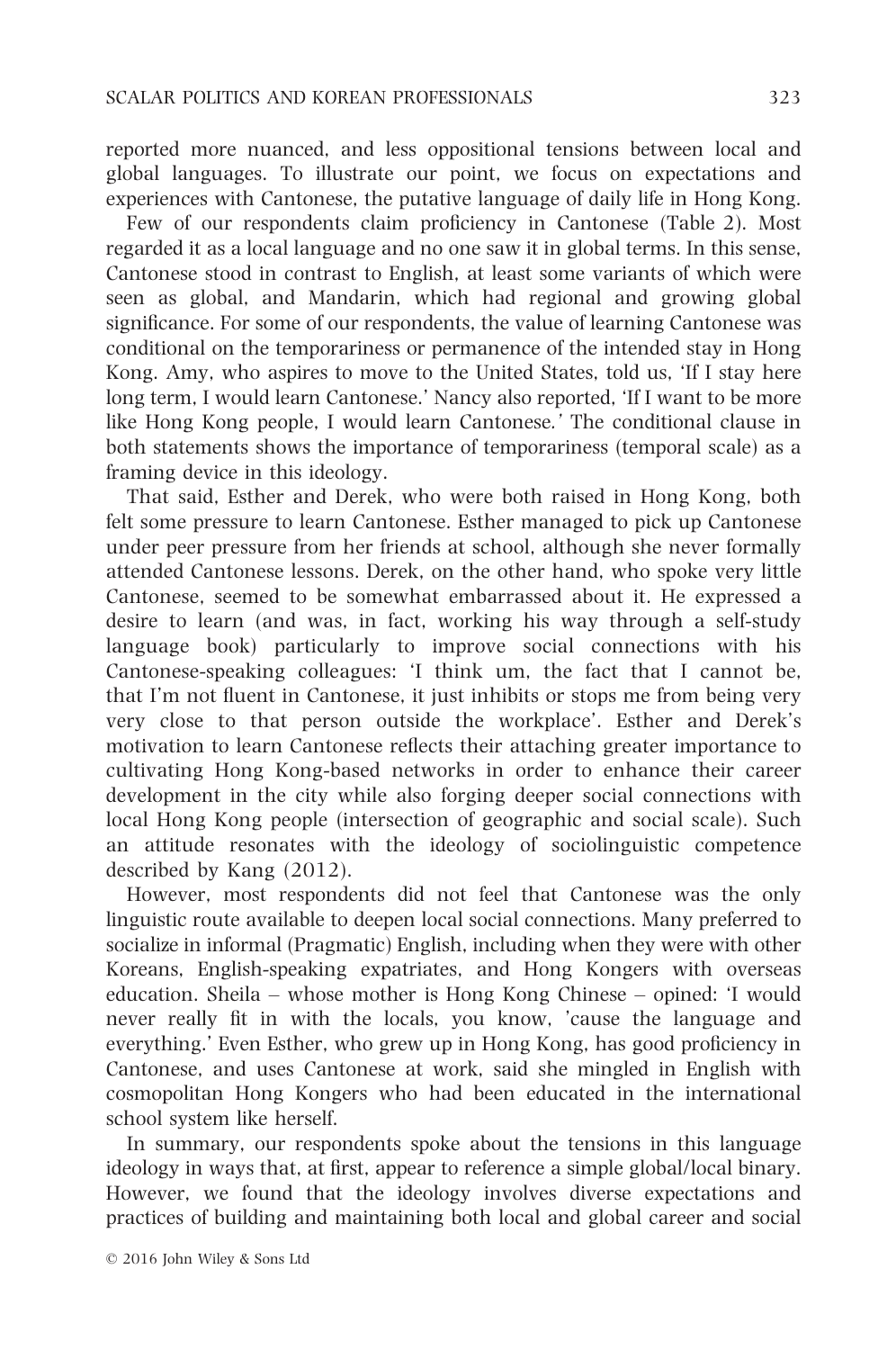reported more nuanced, and less oppositional tensions between local and global languages. To illustrate our point, we focus on expectations and experiences with Cantonese, the putative language of daily life in Hong Kong.

Few of our respondents claim proficiency in Cantonese (Table 2). Most regarded it as a local language and no one saw it in global terms. In this sense, Cantonese stood in contrast to English, at least some variants of which were seen as global, and Mandarin, which had regional and growing global significance. For some of our respondents, the value of learning Cantonese was conditional on the temporariness or permanence of the intended stay in Hong Kong. Amy, who aspires to move to the United States, told us, 'If I stay here long term, I would learn Cantonese.' Nancy also reported, 'If I want to be more like Hong Kong people, I would learn Cantonese.' The conditional clause in both statements shows the importance of temporariness (temporal scale) as a framing device in this ideology.

That said, Esther and Derek, who were both raised in Hong Kong, both felt some pressure to learn Cantonese. Esther managed to pick up Cantonese under peer pressure from her friends at school, although she never formally attended Cantonese lessons. Derek, on the other hand, who spoke very little Cantonese, seemed to be somewhat embarrassed about it. He expressed a desire to learn (and was, in fact, working his way through a self-study language book) particularly to improve social connections with his Cantonese-speaking colleagues: 'I think um, the fact that I cannot be, that I'm not fluent in Cantonese, it just inhibits or stops me from being very very close to that person outside the workplace'. Esther and Derek's motivation to learn Cantonese reflects their attaching greater importance to cultivating Hong Kong-based networks in order to enhance their career development in the city while also forging deeper social connections with local Hong Kong people (intersection of geographic and social scale). Such an attitude resonates with the ideology of sociolinguistic competence described by Kang (2012).

However, most respondents did not feel that Cantonese was the only linguistic route available to deepen local social connections. Many preferred to socialize in informal (Pragmatic) English, including when they were with other Koreans, English-speaking expatriates, and Hong Kongers with overseas education. Sheila – whose mother is Hong Kong Chinese – opined: 'I would never really fit in with the locals, you know, 'cause the language and everything.' Even Esther, who grew up in Hong Kong, has good proficiency in Cantonese, and uses Cantonese at work, said she mingled in English with cosmopolitan Hong Kongers who had been educated in the international school system like herself.

In summary, our respondents spoke about the tensions in this language ideology in ways that, at first, appear to reference a simple global/local binary. However, we found that the ideology involves diverse expectations and practices of building and maintaining both local and global career and social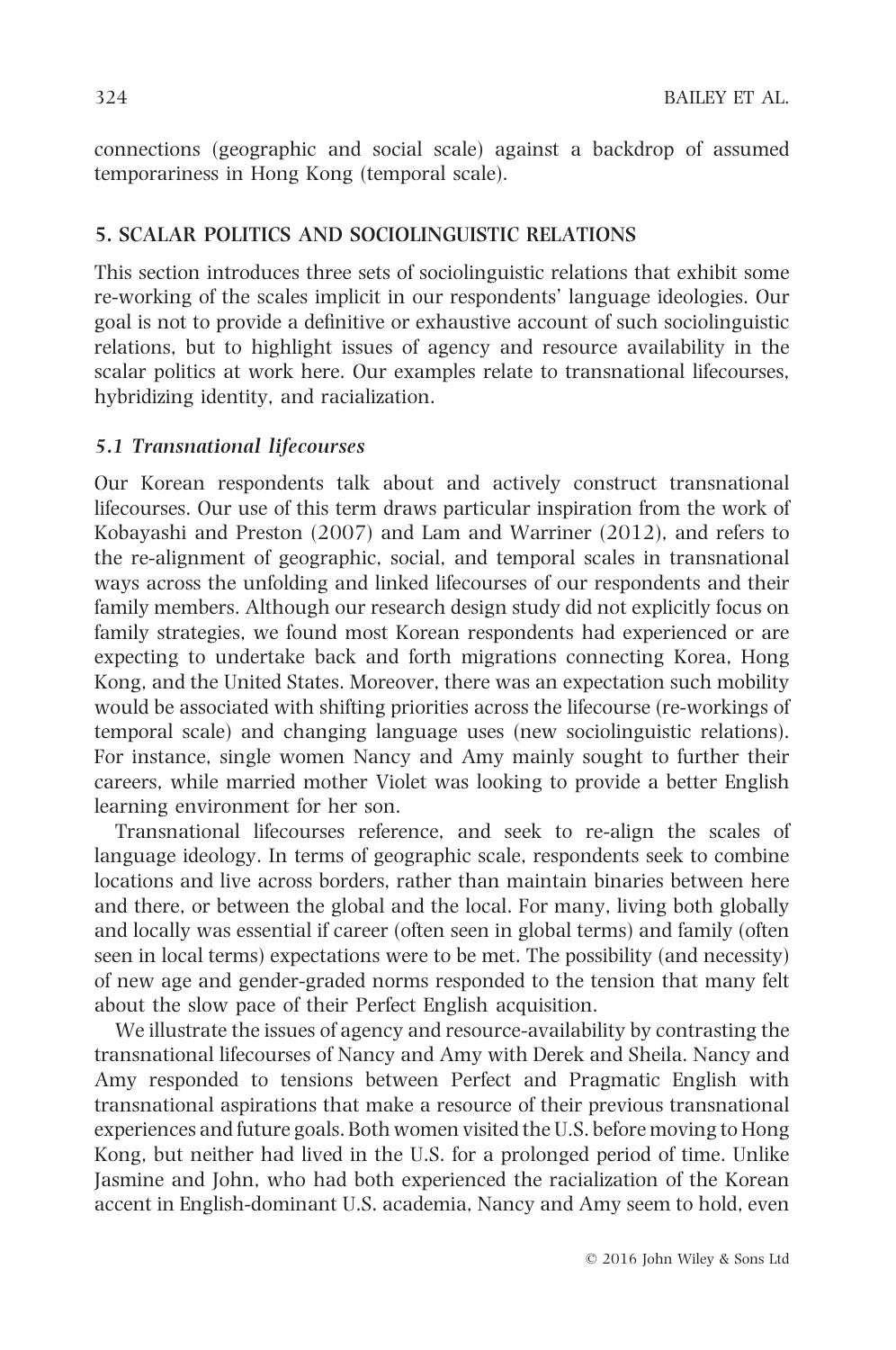connections (geographic and social scale) against a backdrop of assumed temporariness in Hong Kong (temporal scale).

## 5. SCALAR POLITICS AND SOCIOLINGUISTIC RELATIONS

This section introduces three sets of sociolinguistic relations that exhibit some re-working of the scales implicit in our respondents' language ideologies. Our goal is not to provide a definitive or exhaustive account of such sociolinguistic relations, but to highlight issues of agency and resource availability in the scalar politics at work here. Our examples relate to transnational lifecourses, hybridizing identity, and racialization.

### *5.1 Transnational lifecourses*

Our Korean respondents talk about and actively construct transnational lifecourses. Our use of this term draws particular inspiration from the work of Kobayashi and Preston (2007) and Lam and Warriner (2012), and refers to the re-alignment of geographic, social, and temporal scales in transnational ways across the unfolding and linked lifecourses of our respondents and their family members. Although our research design study did not explicitly focus on family strategies, we found most Korean respondents had experienced or are expecting to undertake back and forth migrations connecting Korea, Hong Kong, and the United States. Moreover, there was an expectation such mobility would be associated with shifting priorities across the lifecourse (re-workings of temporal scale) and changing language uses (new sociolinguistic relations). For instance, single women Nancy and Amy mainly sought to further their careers, while married mother Violet was looking to provide a better English learning environment for her son.

Transnational lifecourses reference, and seek to re-align the scales of language ideology. In terms of geographic scale, respondents seek to combine locations and live across borders, rather than maintain binaries between here and there, or between the global and the local. For many, living both globally and locally was essential if career (often seen in global terms) and family (often seen in local terms) expectations were to be met. The possibility (and necessity) of new age and gender-graded norms responded to the tension that many felt about the slow pace of their Perfect English acquisition.

We illustrate the issues of agency and resource-availability by contrasting the transnational lifecourses of Nancy and Amy with Derek and Sheila. Nancy and Amy responded to tensions between Perfect and Pragmatic English with transnational aspirations that make a resource of their previous transnational experiences and future goals. Both women visited the U.S. before moving to Hong Kong, but neither had lived in the U.S. for a prolonged period of time. Unlike Jasmine and John, who had both experienced the racialization of the Korean accent in English-dominant U.S. academia, Nancy and Amy seem to hold, even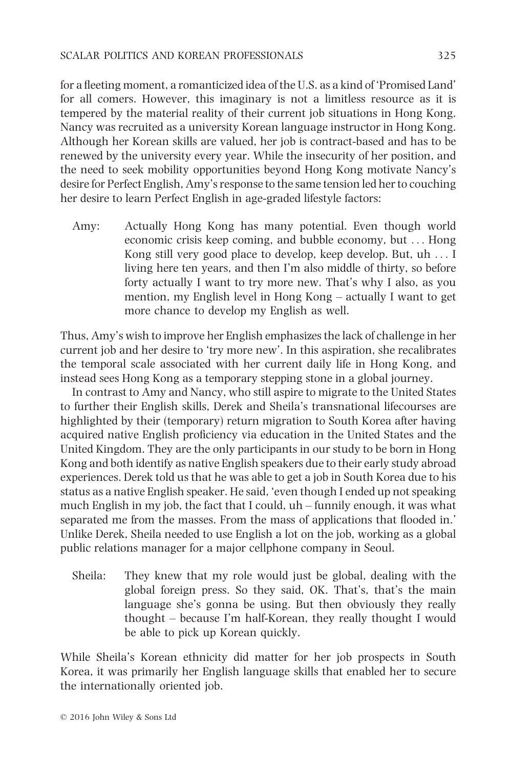for a fleeting moment, a romanticized idea of the U.S. as a kind of 'Promised Land' for all comers. However, this imaginary is not a limitless resource as it is tempered by the material reality of their current job situations in Hong Kong. Nancy was recruited as a university Korean language instructor in Hong Kong. Although her Korean skills are valued, her job is contract-based and has to be renewed by the university every year. While the insecurity of her position, and the need to seek mobility opportunities beyond Hong Kong motivate Nancy's desire for Perfect English, Amy's response to the same tension led her to couching her desire to learn Perfect English in age-graded lifestyle factors:

> Amy: Actually Hong Kong has many potential. Even though world economic crisis keep coming, and bubble economy, but . . . Hong Kong still very good place to develop, keep develop. But, uh . . . I living here ten years, and then I'm also middle of thirty, so before forty actually I want to try more new. That's why I also, as you mention, my English level in Hong Kong – actually I want to get more chance to develop my English as well.

Thus, Amy's wish to improve her English emphasizes the lack of challenge in her current job and her desire to 'try more new'. In this aspiration, she recalibrates the temporal scale associated with her current daily life in Hong Kong, and instead sees Hong Kong as a temporary stepping stone in a global journey.

In contrast to Amy and Nancy, who still aspire to migrate to the United States to further their English skills, Derek and Sheila's transnational lifecourses are highlighted by their (temporary) return migration to South Korea after having acquired native English proficiency via education in the United States and the United Kingdom. They are the only participants in our study to be born in Hong Kong and both identify as native English speakers due to their early study abroad experiences. Derek told us that he was able to get a job in South Korea due to his status as a native English speaker. He said, 'even though I ended up not speaking much English in my job, the fact that I could, uh – funnily enough, it was what separated me from the masses. From the mass of applications that flooded in.' Unlike Derek, Sheila needed to use English a lot on the job, working as a global public relations manager for a major cellphone company in Seoul.

> Sheila: They knew that my role would just be global, dealing with the global foreign press. So they said, OK. That's, that's the main language she's gonna be using. But then obviously they really thought – because I'm half-Korean, they really thought I would be able to pick up Korean quickly.

While Sheila's Korean ethnicity did matter for her job prospects in South Korea, it was primarily her English language skills that enabled her to secure the internationally oriented job.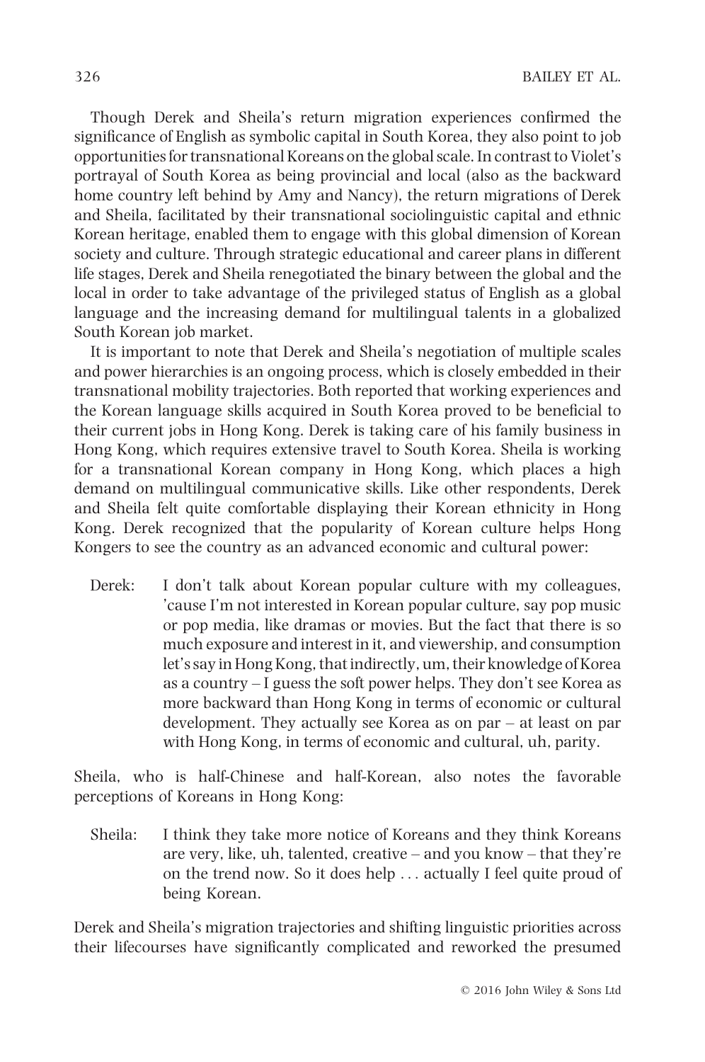Though Derek and Sheila's return migration experiences confirmed the significance of English as symbolic capital in South Korea, they also point to job opportunities for transnational Koreans on the global scale. In contrast to Violet's portrayal of South Korea as being provincial and local (also as the backward home country left behind by Amy and Nancy), the return migrations of Derek and Sheila, facilitated by their transnational sociolinguistic capital and ethnic Korean heritage, enabled them to engage with this global dimension of Korean society and culture. Through strategic educational and career plans in different life stages, Derek and Sheila renegotiated the binary between the global and the local in order to take advantage of the privileged status of English as a global language and the increasing demand for multilingual talents in a globalized South Korean job market.

It is important to note that Derek and Sheila's negotiation of multiple scales and power hierarchies is an ongoing process, which is closely embedded in their transnational mobility trajectories. Both reported that working experiences and the Korean language skills acquired in South Korea proved to be beneficial to their current jobs in Hong Kong. Derek is taking care of his family business in Hong Kong, which requires extensive travel to South Korea. Sheila is working for a transnational Korean company in Hong Kong, which places a high demand on multilingual communicative skills. Like other respondents, Derek and Sheila felt quite comfortable displaying their Korean ethnicity in Hong Kong. Derek recognized that the popularity of Korean culture helps Hong Kongers to see the country as an advanced economic and cultural power:

> Derek: I don't talk about Korean popular culture with my colleagues, 'cause I'm not interested in Korean popular culture, say pop music or pop media, like dramas or movies. But the fact that there is so much exposure and interest in it, and viewership, and consumption let's say in Hong Kong, that indirectly, um, their knowledge of Korea as a country – I guess the soft power helps. They don't see Korea as more backward than Hong Kong in terms of economic or cultural development. They actually see Korea as on par – at least on par with Hong Kong, in terms of economic and cultural, uh, parity.

Sheila, who is half-Chinese and half-Korean, also notes the favorable perceptions of Koreans in Hong Kong:

> Sheila: I think they take more notice of Koreans and they think Koreans are very, like, uh, talented, creative – and you know – that they're on the trend now. So it does help . . . actually I feel quite proud of being Korean.

Derek and Sheila's migration trajectories and shifting linguistic priorities across their lifecourses have significantly complicated and reworked the presumed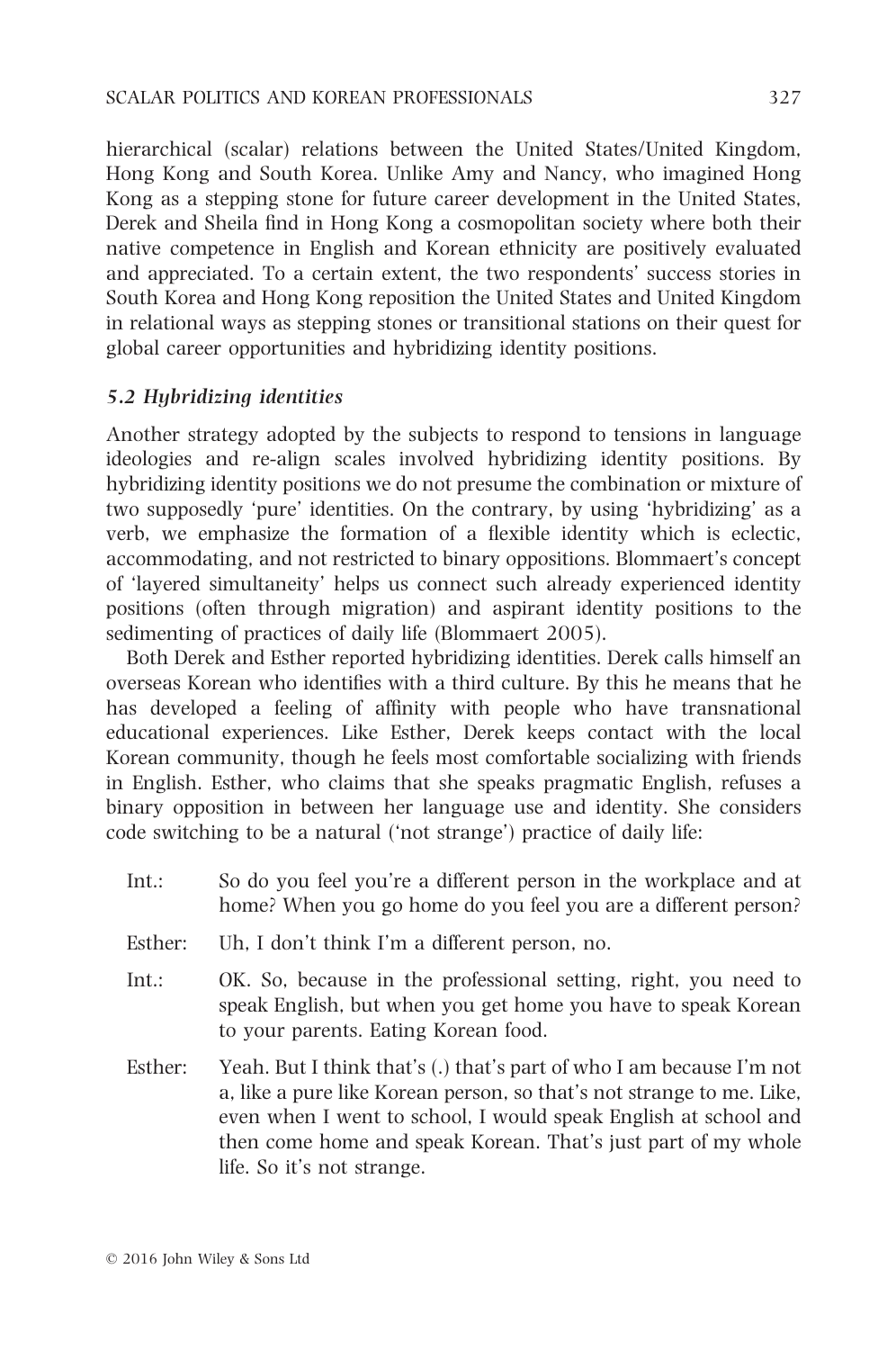hierarchical (scalar) relations between the United States/United Kingdom, Hong Kong and South Korea. Unlike Amy and Nancy, who imagined Hong Kong as a stepping stone for future career development in the United States, Derek and Sheila find in Hong Kong a cosmopolitan society where both their native competence in English and Korean ethnicity are positively evaluated and appreciated. To a certain extent, the two respondents' success stories in South Korea and Hong Kong reposition the United States and United Kingdom in relational ways as stepping stones or transitional stations on their quest for global career opportunities and hybridizing identity positions.

### *5.2 Hybridizing identities*

Another strategy adopted by the subjects to respond to tensions in language ideologies and re-align scales involved hybridizing identity positions. By hybridizing identity positions we do not presume the combination or mixture of two supposedly 'pure' identities. On the contrary, by using 'hybridizing' as a verb, we emphasize the formation of a flexible identity which is eclectic, accommodating, and not restricted to binary oppositions. Blommaert's concept of 'layered simultaneity' helps us connect such already experienced identity positions (often through migration) and aspirant identity positions to the sedimenting of practices of daily life (Blommaert 2005).

Both Derek and Esther reported hybridizing identities. Derek calls himself an overseas Korean who identifies with a third culture. By this he means that he has developed a feeling of affinity with people who have transnational educational experiences. Like Esther, Derek keeps contact with the local Korean community, though he feels most comfortable socializing with friends in English. Esther, who claims that she speaks pragmatic English, refuses a binary opposition in between her language use and identity. She considers code switching to be a natural ('not strange') practice of daily life:

Int.: So do you feel you're a different person in the workplace and at home? When you go home do you feel you are a different person?

Esther: Uh, I don't think I'm a different person, no.

Int.: OK. So, because in the professional setting, right, you need to speak English, but when you get home you have to speak Korean to your parents. Eating Korean food.

Esther: Yeah. But I think that's (.) that's part of who I am because I'm not a, like a pure like Korean person, so that's not strange to me. Like, even when I went to school, I would speak English at school and then come home and speak Korean. That's just part of my whole life. So it's not strange.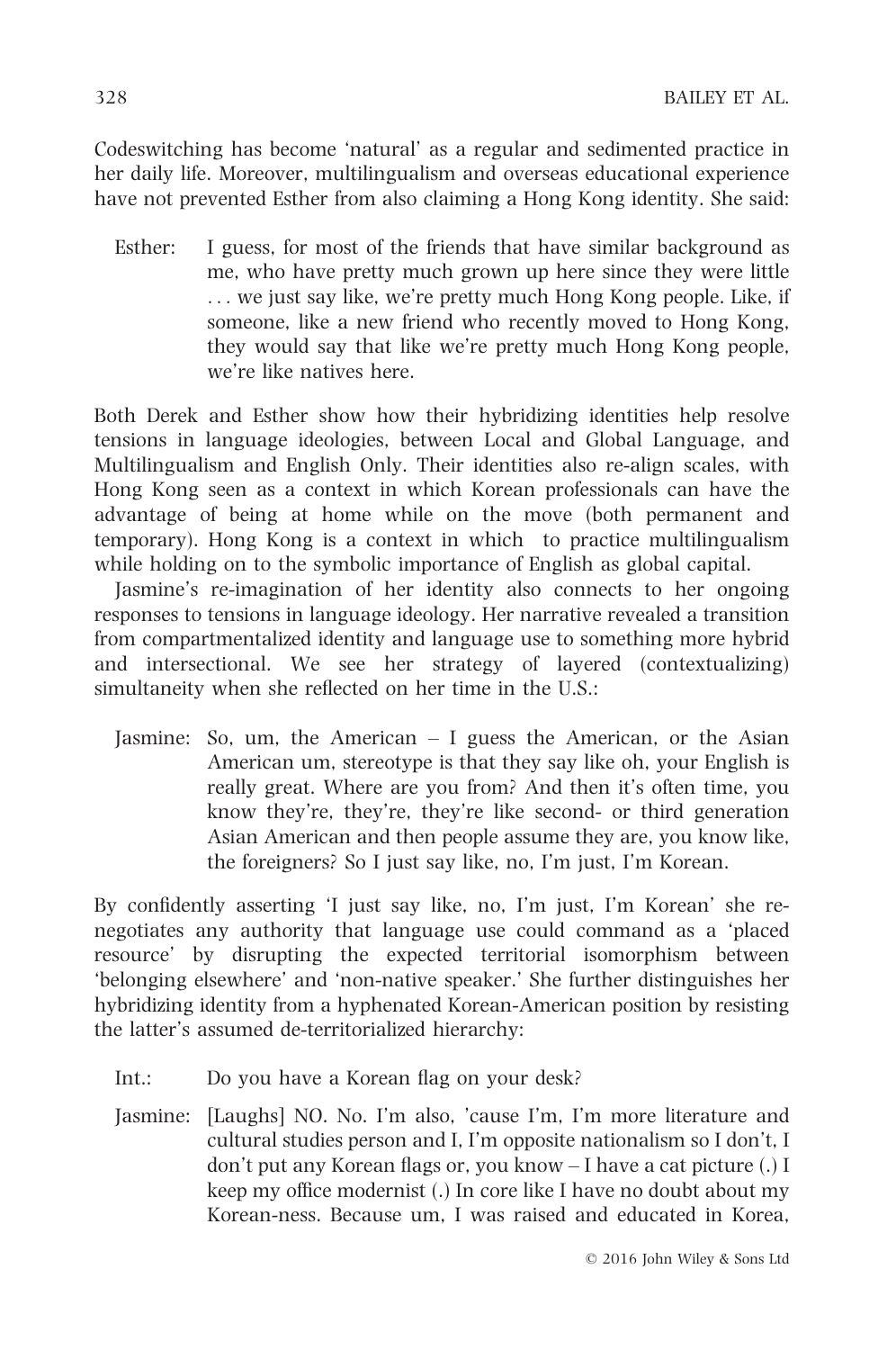Codeswitching has become 'natural' as a regular and sedimented practice in her daily life. Moreover, multilingualism and overseas educational experience have not prevented Esther from also claiming a Hong Kong identity. She said:

> Esther: I guess, for most of the friends that have similar background as me, who have pretty much grown up here since they were little ... we just say like, we're pretty much Hong Kong people. Like, if someone, like a new friend who recently moved to Hong Kong, they would say that like we're pretty much Hong Kong people, we're like natives here.

Both Derek and Esther show how their hybridizing identities help resolve tensions in language ideologies, between Local and Global Language, and Multilingualism and English Only. Their identities also re-align scales, with Hong Kong seen as a context in which Korean professionals can have the advantage of being at home while on the move (both permanent and temporary). Hong Kong is a context in which to practice multilingualism while holding on to the symbolic importance of English as global capital.

Jasmine's re-imagination of her identity also connects to her ongoing responses to tensions in language ideology. Her narrative revealed a transition from compartmentalized identity and language use to something more hybrid and intersectional. We see her strategy of layered (contextualizing) simultaneity when she reflected on her time in the U.S.:

> Jasmine: So, um, the American – I guess the American, or the Asian American um, stereotype is that they say like oh, your English is really great. Where are you from? And then it's often time, you know they're, they're, they're like second- or third generation Asian American and then people assume they are, you know like, the foreigners? So I just say like, no, I'm just, I'm Korean.

By confidently asserting 'I just say like, no, I'm just, I'm Korean' she re-negotiates any authority that language use could command as a 'placed resource' by disrupting the expected territorial isomorphism between 'belonging elsewhere' and 'non-native speaker.' She further distinguishes her hybridizing identity from a hyphenated Korean-American position by resisting the latter's assumed de-territorialized hierarchy:

> Int.: Do you have a Korean flag on your desk?
>
> Jasmine: [Laughs] NO. No. I'm also, 'cause I'm, I'm more literature and cultural studies person and I, I'm opposite nationalism so I don't, I don't put any Korean flags or, you know – I have a cat picture (.) I keep my office modernist (.) In core like I have no doubt about my Korean-ness. Because um, I was raised and educated in Korea,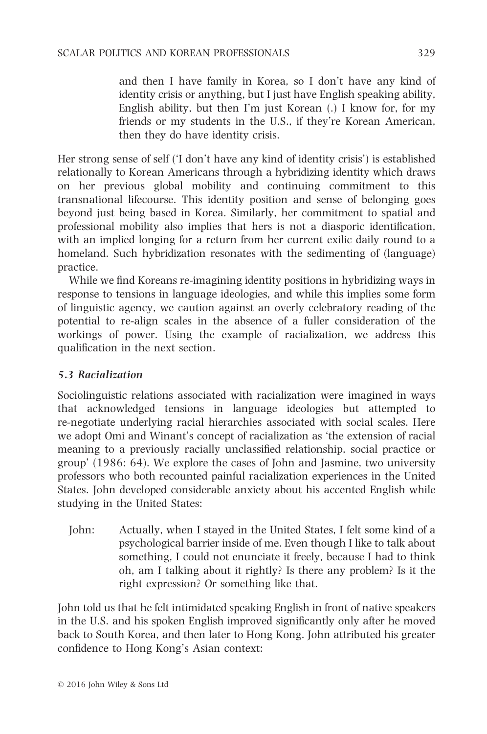and then I have family in Korea, so I don't have any kind of identity crisis or anything, but I just have English speaking ability, English ability, but then I'm just Korean (.) I know for, for my friends or my students in the U.S., if they're Korean American, then they do have identity crisis.

Her strong sense of self ('I don't have any kind of identity crisis') is established relationally to Korean Americans through a hybridizing identity which draws on her previous global mobility and continuing commitment to this transnational lifecourse. This identity position and sense of belonging goes beyond just being based in Korea. Similarly, her commitment to spatial and professional mobility also implies that hers is not a diasporic identification, with an implied longing for a return from her current exilic daily round to a homeland. Such hybridization resonates with the sedimenting of (language) practice.

While we find Koreans re-imagining identity positions in hybridizing ways in response to tensions in language ideologies, and while this implies some form of linguistic agency, we caution against an overly celebratory reading of the potential to re-align scales in the absence of a fuller consideration of the workings of power. Using the example of racialization, we address this qualification in the next section.

### *5.3 Racialization*

Sociolinguistic relations associated with racialization were imagined in ways that acknowledged tensions in language ideologies but attempted to re-negotiate underlying racial hierarchies associated with social scales. Here we adopt Omi and Winant's concept of racialization as 'the extension of racial meaning to a previously racially unclassified relationship, social practice or group' (1986: 64). We explore the cases of John and Jasmine, two university professors who both recounted painful racialization experiences in the United States. John developed considerable anxiety about his accented English while studying in the United States:

John: Actually, when I stayed in the United States, I felt some kind of a psychological barrier inside of me. Even though I like to talk about something, I could not enunciate it freely, because I had to think oh, am I talking about it rightly? Is there any problem? Is it the right expression? Or something like that.

John told us that he felt intimidated speaking English in front of native speakers in the U.S. and his spoken English improved significantly only after he moved back to South Korea, and then later to Hong Kong. John attributed his greater confidence to Hong Kong's Asian context: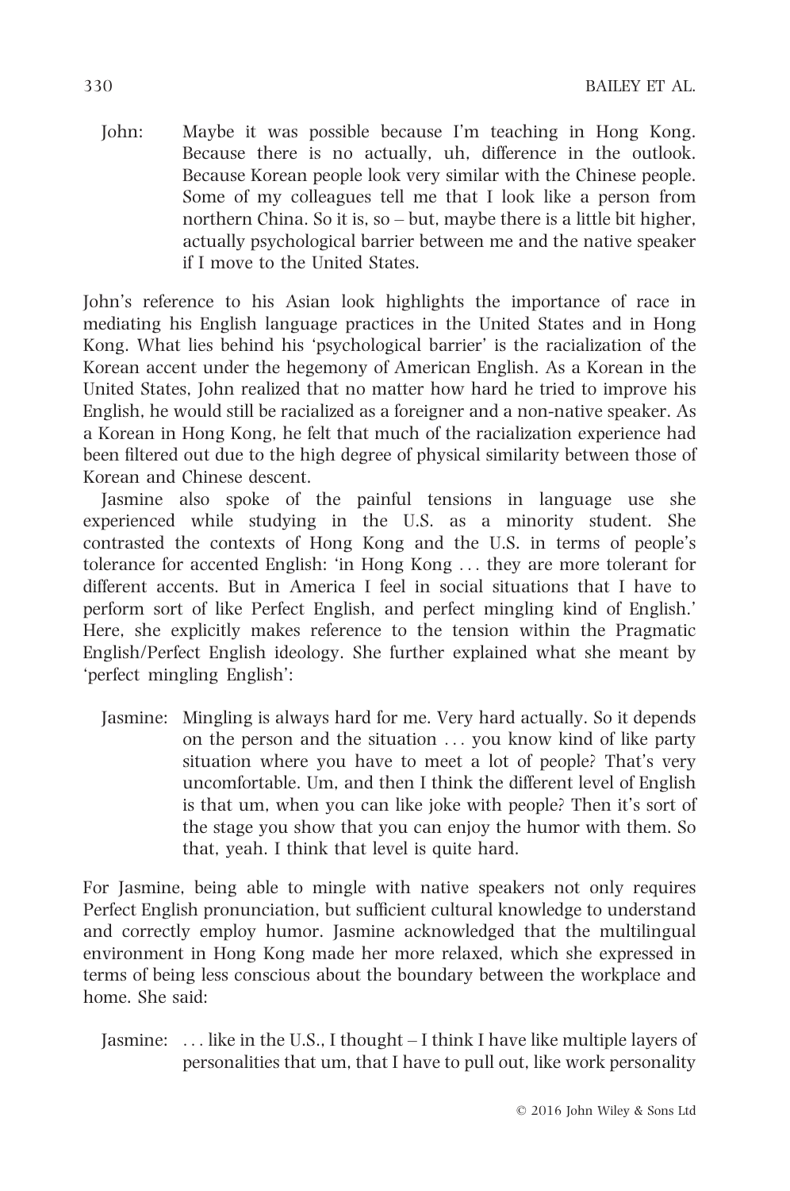John: Maybe it was possible because I'm teaching in Hong Kong. Because there is no actually, uh, difference in the outlook. Because Korean people look very similar with the Chinese people. Some of my colleagues tell me that I look like a person from northern China. So it is, so – but, maybe there is a little bit higher, actually psychological barrier between me and the native speaker if I move to the United States.

John's reference to his Asian look highlights the importance of race in mediating his English language practices in the United States and in Hong Kong. What lies behind his 'psychological barrier' is the racialization of the Korean accent under the hegemony of American English. As a Korean in the United States, John realized that no matter how hard he tried to improve his English, he would still be racialized as a foreigner and a non-native speaker. As a Korean in Hong Kong, he felt that much of the racialization experience had been filtered out due to the high degree of physical similarity between those of Korean and Chinese descent.

Jasmine also spoke of the painful tensions in language use she experienced while studying in the U.S. as a minority student. She contrasted the contexts of Hong Kong and the U.S. in terms of people's tolerance for accented English: 'in Hong Kong . . . they are more tolerant for different accents. But in America I feel in social situations that I have to perform sort of like Perfect English, and perfect mingling kind of English.' Here, she explicitly makes reference to the tension within the Pragmatic English/Perfect English ideology. She further explained what she meant by 'perfect mingling English':

Jasmine: Mingling is always hard for me. Very hard actually. So it depends on the person and the situation . . . you know kind of like party situation where you have to meet a lot of people? That's very uncomfortable. Um, and then I think the different level of English is that um, when you can like joke with people? Then it's sort of the stage you show that you can enjoy the humor with them. So that, yeah. I think that level is quite hard.

For Jasmine, being able to mingle with native speakers not only requires Perfect English pronunciation, but sufficient cultural knowledge to understand and correctly employ humor. Jasmine acknowledged that the multilingual environment in Hong Kong made her more relaxed, which she expressed in terms of being less conscious about the boundary between the workplace and home. She said:

Jasmine: . . . like in the U.S., I thought – I think I have like multiple layers of personalities that um, that I have to pull out, like work personality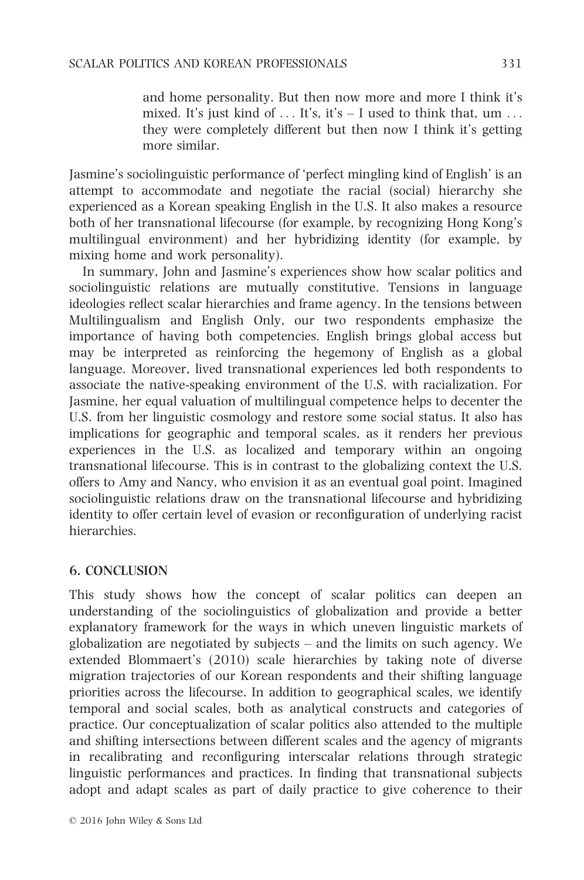> and home personality. But then now more and more I think it's mixed. It's just kind of ... It's, it's – I used to think that, um ... they were completely different but then now I think it's getting more similar.

Jasmine's sociolinguistic performance of 'perfect mingling kind of English' is an attempt to accommodate and negotiate the racial (social) hierarchy she experienced as a Korean speaking English in the U.S. It also makes a resource both of her transnational lifecourse (for example, by recognizing Hong Kong's multilingual environment) and her hybridizing identity (for example, by mixing home and work personality).

In summary, John and Jasmine's experiences show how scalar politics and sociolinguistic relations are mutually constitutive. Tensions in language ideologies reflect scalar hierarchies and frame agency. In the tensions between Multilingualism and English Only, our two respondents emphasize the importance of having both competencies. English brings global access but may be interpreted as reinforcing the hegemony of English as a global language. Moreover, lived transnational experiences led both respondents to associate the native-speaking environment of the U.S. with racialization. For Jasmine, her equal valuation of multilingual competence helps to decenter the U.S. from her linguistic cosmology and restore some social status. It also has implications for geographic and temporal scales, as it renders her previous experiences in the U.S. as localized and temporary within an ongoing transnational lifecourse. This is in contrast to the globalizing context the U.S. offers to Amy and Nancy, who envision it as an eventual goal point. Imagined sociolinguistic relations draw on the transnational lifecourse and hybridizing identity to offer certain level of evasion or reconfiguration of underlying racist hierarchies.

## 6. CONCLUSION

This study shows how the concept of scalar politics can deepen an understanding of the sociolinguistics of globalization and provide a better explanatory framework for the ways in which uneven linguistic markets of globalization are negotiated by subjects – and the limits on such agency. We extended Blommaert's (2010) scale hierarchies by taking note of diverse migration trajectories of our Korean respondents and their shifting language priorities across the lifecourse. In addition to geographical scales, we identify temporal and social scales, both as analytical constructs and categories of practice. Our conceptualization of scalar politics also attended to the multiple and shifting intersections between different scales and the agency of migrants in recalibrating and reconfiguring interscalar relations through strategic linguistic performances and practices. In finding that transnational subjects adopt and adapt scales as part of daily practice to give coherence to their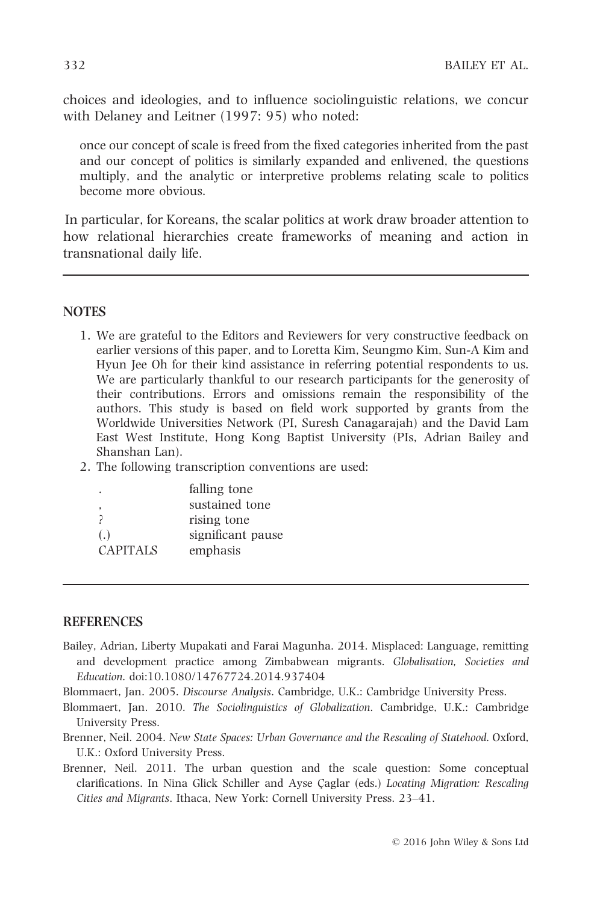choices and ideologies, and to influence sociolinguistic relations, we concur with Delaney and Leitner (1997: 95) who noted:

> once our concept of scale is freed from the fixed categories inherited from the past and our concept of politics is similarly expanded and enlivened, the questions multiply, and the analytic or interpretive problems relating scale to politics become more obvious.

In particular, for Koreans, the scalar politics at work draw broader attention to how relational hierarchies create frameworks of meaning and action in transnational daily life.

## NOTES

1. We are grateful to the Editors and Reviewers for very constructive feedback on earlier versions of this paper, and to Loretta Kim, Seungmo Kim, Sun-A Kim and Hyun Jee Oh for their kind assistance in referring potential respondents to us. We are particularly thankful to our research participants for the generosity of their contributions. Errors and omissions remain the responsibility of the authors. This study is based on field work supported by grants from the Worldwide Universities Network (PI, Suresh Canagarajah) and the David Lam East West Institute, Hong Kong Baptist University (PIs, Adrian Bailey and Shanshan Lan).
2. The following transcription conventions are used:

| | |
|---|---|
| . | falling tone |
| , | sustained tone |
| ? | rising tone |
| (.) | significant pause |
| CAPITALS | emphasis |

## REFERENCES

Bailey, Adrian, Liberty Mupakati and Farai Magunha. 2014. Misplaced: Language, remitting and development practice among Zimbabwean migrants. *Globalisation, Societies and Education*. doi:10.1080/14767724.2014.937404

Blommaert, Jan. 2005. *Discourse Analysis*. Cambridge, U.K.: Cambridge University Press.

Blommaert, Jan. 2010. *The Sociolinguistics of Globalization*. Cambridge, U.K.: Cambridge University Press.

Brenner, Neil. 2004. *New State Spaces: Urban Governance and the Rescaling of Statehood*. Oxford, U.K.: Oxford University Press.

Brenner, Neil. 2011. The urban question and the scale question: Some conceptual clarifications. In Nina Glick Schiller and Ayse Çaglar (eds.) *Locating Migration: Rescaling Cities and Migrants*. Ithaca, New York: Cornell University Press. 23–41.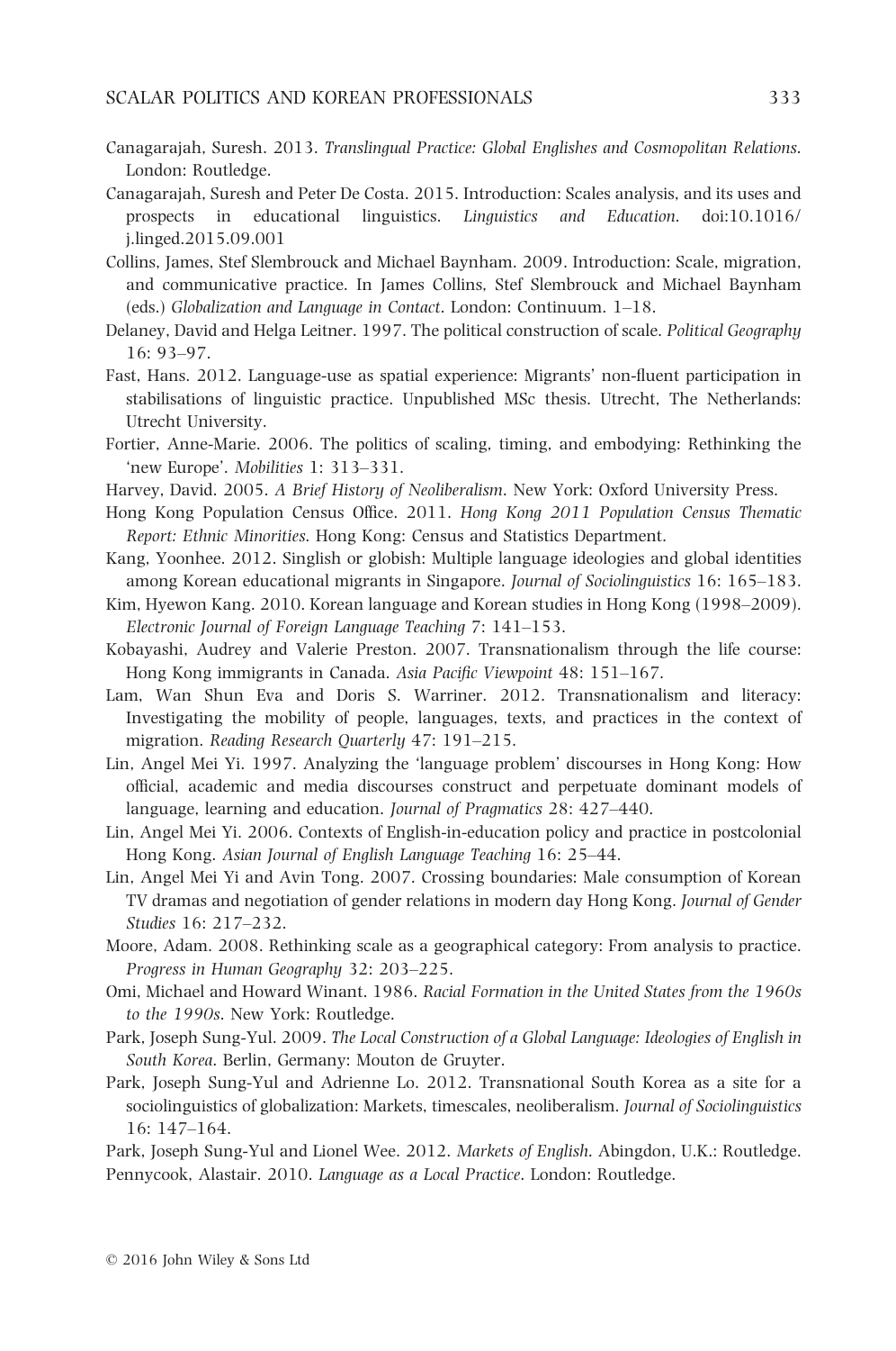Canagarajah, Suresh. 2013. *Translingual Practice: Global Englishes and Cosmopolitan Relations*. London: Routledge.

Canagarajah, Suresh and Peter De Costa. 2015. Introduction: Scales analysis, and its uses and prospects in educational linguistics. *Linguistics and Education*. doi:10.1016/j.linged.2015.09.001

Collins, James, Stef Slembrouck and Michael Baynham. 2009. Introduction: Scale, migration, and communicative practice. In James Collins, Stef Slembrouck and Michael Baynham (eds.) *Globalization and Language in Contact*. London: Continuum. 1–18.

Delaney, David and Helga Leitner. 1997. The political construction of scale. *Political Geography* 16: 93–97.

Fast, Hans. 2012. Language-use as spatial experience: Migrants' non-fluent participation in stabilisations of linguistic practice. Unpublished MSc thesis. Utrecht, The Netherlands: Utrecht University.

Fortier, Anne-Marie. 2006. The politics of scaling, timing, and embodying: Rethinking the 'new Europe'. *Mobilities* 1: 313–331.

Harvey, David. 2005. *A Brief History of Neoliberalism*. New York: Oxford University Press.

Hong Kong Population Census Office. 2011. *Hong Kong 2011 Population Census Thematic Report: Ethnic Minorities*. Hong Kong: Census and Statistics Department.

Kang, Yoonhee. 2012. Singlish or globish: Multiple language ideologies and global identities among Korean educational migrants in Singapore. *Journal of Sociolinguistics* 16: 165–183.

Kim, Hyewon Kang. 2010. Korean language and Korean studies in Hong Kong (1998–2009). *Electronic Journal of Foreign Language Teaching* 7: 141–153.

Kobayashi, Audrey and Valerie Preston. 2007. Transnationalism through the life course: Hong Kong immigrants in Canada. *Asia Pacific Viewpoint* 48: 151–167.

Lam, Wan Shun Eva and Doris S. Warriner. 2012. Transnationalism and literacy: Investigating the mobility of people, languages, texts, and practices in the context of migration. *Reading Research Quarterly* 47: 191–215.

Lin, Angel Mei Yi. 1997. Analyzing the 'language problem' discourses in Hong Kong: How official, academic and media discourses construct and perpetuate dominant models of language, learning and education. *Journal of Pragmatics* 28: 427–440.

Lin, Angel Mei Yi. 2006. Contexts of English-in-education policy and practice in postcolonial Hong Kong. *Asian Journal of English Language Teaching* 16: 25–44.

Lin, Angel Mei Yi and Avin Tong. 2007. Crossing boundaries: Male consumption of Korean TV dramas and negotiation of gender relations in modern day Hong Kong. *Journal of Gender Studies* 16: 217–232.

Moore, Adam. 2008. Rethinking scale as a geographical category: From analysis to practice. *Progress in Human Geography* 32: 203–225.

Omi, Michael and Howard Winant. 1986. *Racial Formation in the United States from the 1960s to the 1990s*. New York: Routledge.

Park, Joseph Sung-Yul. 2009. *The Local Construction of a Global Language: Ideologies of English in South Korea*. Berlin, Germany: Mouton de Gruyter.

Park, Joseph Sung-Yul and Adrienne Lo. 2012. Transnational South Korea as a site for a sociolinguistics of globalization: Markets, timescales, neoliberalism. *Journal of Sociolinguistics* 16: 147–164.

Park, Joseph Sung-Yul and Lionel Wee. 2012. *Markets of English*. Abingdon, U.K.: Routledge.

Pennycook, Alastair. 2010. *Language as a Local Practice*. London: Routledge.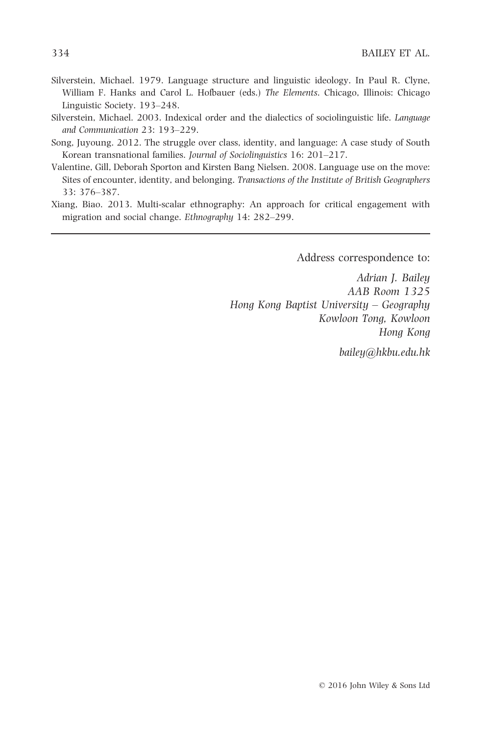Silverstein, Michael. 1979. Language structure and linguistic ideology. In Paul R. Clyne, William F. Hanks and Carol L. Hofbauer (eds.) *The Elements*. Chicago, Illinois: Chicago Linguistic Society. 193–248.

Silverstein, Michael. 2003. Indexical order and the dialectics of sociolinguistic life. *Language and Communication* 23: 193–229.

Song, Juyoung. 2012. The struggle over class, identity, and language: A case study of South Korean transnational families. *Journal of Sociolinguistics* 16: 201–217.

Valentine, Gill, Deborah Sporton and Kirsten Bang Nielsen. 2008. Language use on the move: Sites of encounter, identity, and belonging. *Transactions of the Institute of British Geographers* 33: 376–387.

Xiang, Biao. 2013. Multi-scalar ethnography: An approach for critical engagement with migration and social change. *Ethnography* 14: 282–299.

---

Address correspondence to:

*Adrian J. Bailey*
*AAB Room 1325*
*Hong Kong Baptist University – Geography*
*Kowloon Tong, Kowloon*
*Hong Kong*

*bailey@hkbu.edu.hk*

© 2016 John Wiley & Sons Ltd